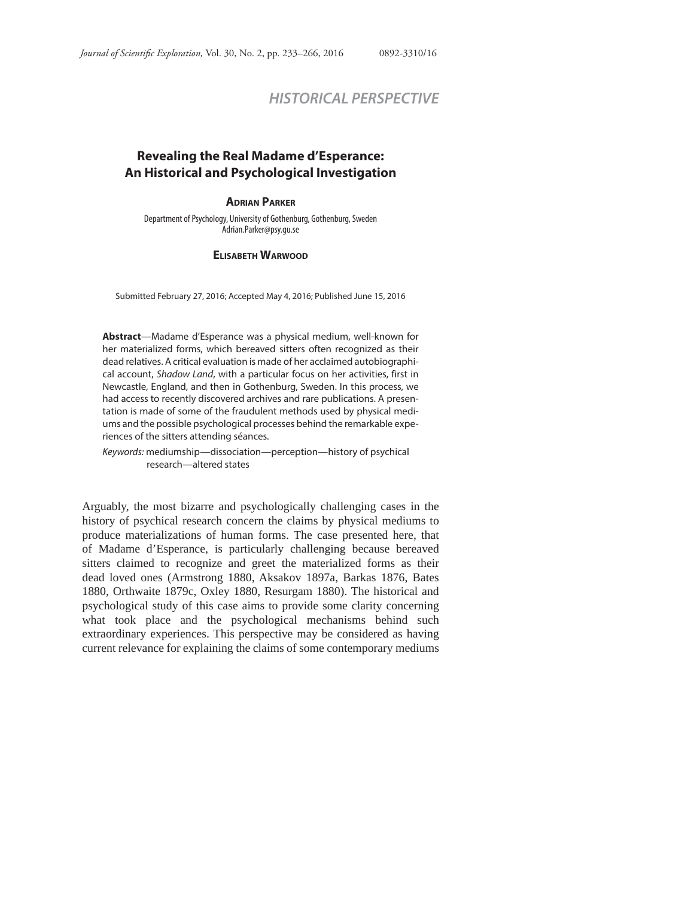HISTORICAL PERSPECTIVE

# Revealing the Real Madame d'Esperance: An Historical and Psychological Investigation

**Adrian Parker**

Department of Psychology, University of Gothenburg, Gothenburg, Sweden
Adrian.Parker@psy.gu.se

**Elisabeth Warwood**

Submitted February 27, 2016; Accepted May 4, 2016; Published June 15, 2016

**Abstract**—Madame d'Esperance was a physical medium, well-known for her materialized forms, which bereaved sitters often recognized as their dead relatives. A critical evaluation is made of her acclaimed autobiographical account, *Shadow Land*, with a particular focus on her activities, first in Newcastle, England, and then in Gothenburg, Sweden. In this process, we had access to recently discovered archives and rare publications. A presentation is made of some of the fraudulent methods used by physical mediums and the possible psychological processes behind the remarkable experiences of the sitters attending séances.

*Keywords:* mediumship—dissociation—perception—history of psychical research—altered states

Arguably, the most bizarre and psychologically challenging cases in the history of psychical research concern the claims by physical mediums to produce materializations of human forms. The case presented here, that of Madame d'Esperance, is particularly challenging because bereaved sitters claimed to recognize and greet the materialized forms as their dead loved ones (Armstrong 1880, Aksakov 1897a, Barkas 1876, Bates 1880, Orthwaite 1879c, Oxley 1880, Resurgam 1880). The historical and psychological study of this case aims to provide some clarity concerning what took place and the psychological mechanisms behind such extraordinary experiences. This perspective may be considered as having current relevance for explaining the claims of some contemporary mediums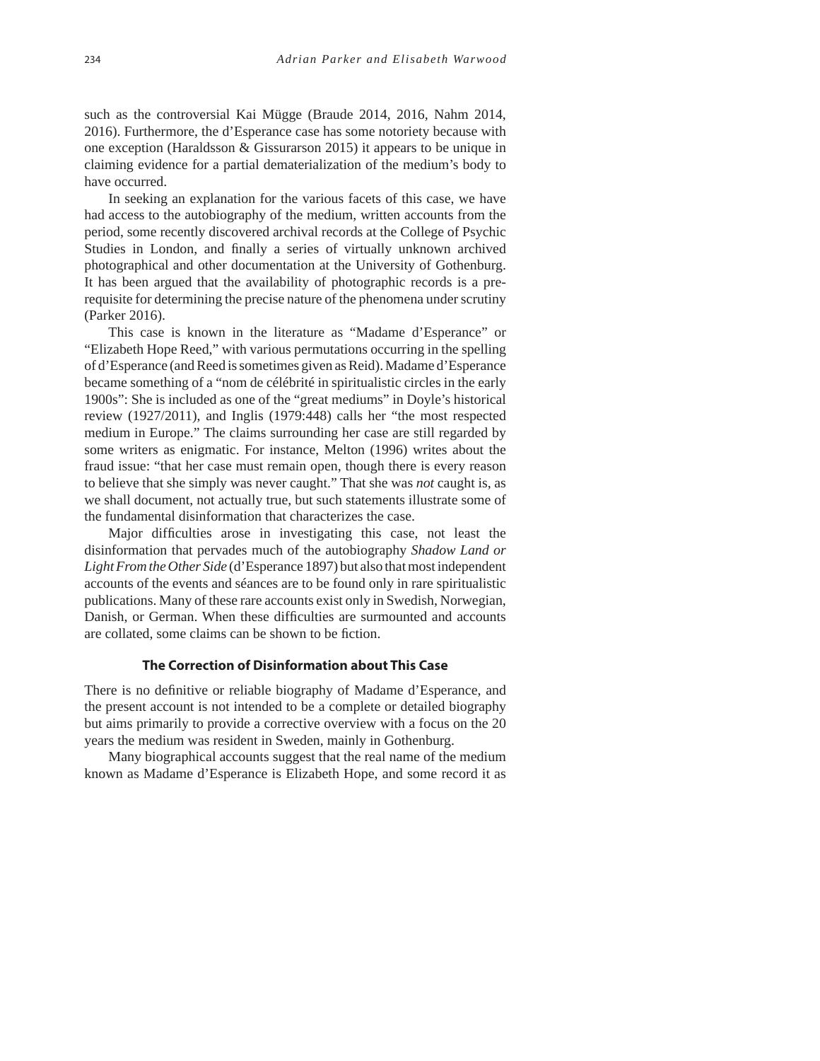such as the controversial Kai Mügge (Braude 2014, 2016, Nahm 2014, 2016). Furthermore, the d'Esperance case has some notoriety because with one exception (Haraldsson & Gissurarson 2015) it appears to be unique in claiming evidence for a partial dematerialization of the medium's body to have occurred.

In seeking an explanation for the various facets of this case, we have had access to the autobiography of the medium, written accounts from the period, some recently discovered archival records at the College of Psychic Studies in London, and finally a series of virtually unknown archived photographical and other documentation at the University of Gothenburg. It has been argued that the availability of photographic records is a prerequisite for determining the precise nature of the phenomena under scrutiny (Parker 2016).

This case is known in the literature as "Madame d'Esperance" or "Elizabeth Hope Reed," with various permutations occurring in the spelling of d'Esperance (and Reed is sometimes given as Reid). Madame d'Esperance became something of a "nom de célébrité in spiritualistic circles in the early 1900s": She is included as one of the "great mediums" in Doyle's historical review (1927/2011), and Inglis (1979:448) calls her "the most respected medium in Europe." The claims surrounding her case are still regarded by some writers as enigmatic. For instance, Melton (1996) writes about the fraud issue: "that her case must remain open, though there is every reason to believe that she simply was never caught." That she was *not* caught is, as we shall document, not actually true, but such statements illustrate some of the fundamental disinformation that characterizes the case.

Major difficulties arose in investigating this case, not least the disinformation that pervades much of the autobiography *Shadow Land or Light From the Other Side* (d'Esperance 1897) but also that most independent accounts of the events and séances are to be found only in rare spiritualistic publications. Many of these rare accounts exist only in Swedish, Norwegian, Danish, or German. When these difficulties are surmounted and accounts are collated, some claims can be shown to be fiction.

## The Correction of Disinformation about This Case

There is no definitive or reliable biography of Madame d'Esperance, and the present account is not intended to be a complete or detailed biography but aims primarily to provide a corrective overview with a focus on the 20 years the medium was resident in Sweden, mainly in Gothenburg.

Many biographical accounts suggest that the real name of the medium known as Madame d'Esperance is Elizabeth Hope, and some record it as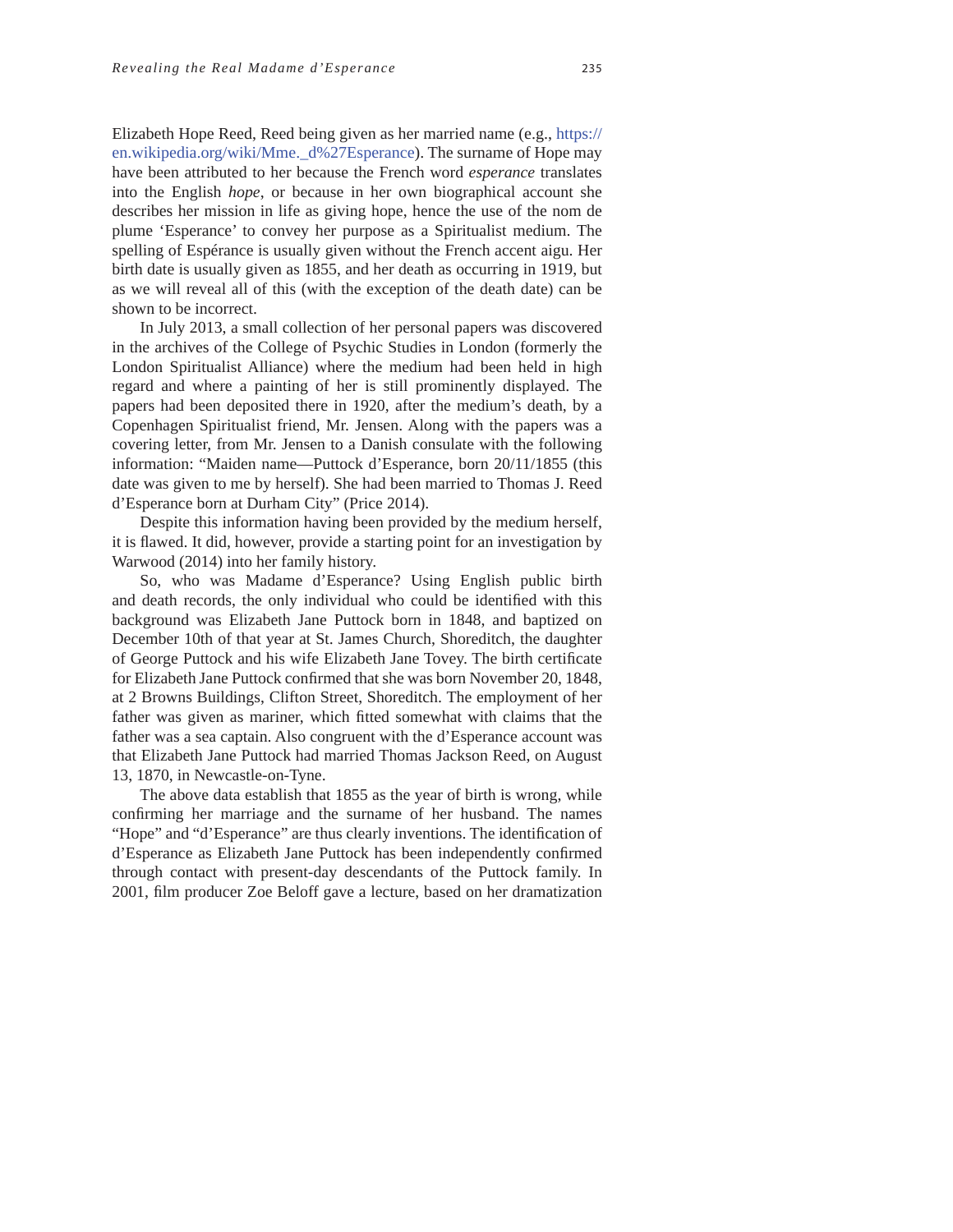Elizabeth Hope Reed, Reed being given as her married name (e.g., https://en.wikipedia.org/wiki/Mme._d%27Esperance). The surname of Hope may have been attributed to her because the French word *esperance* translates into the English *hope*, or because in her own biographical account she describes her mission in life as giving hope, hence the use of the nom de plume 'Esperance' to convey her purpose as a Spiritualist medium. The spelling of Espérance is usually given without the French accent aigu. Her birth date is usually given as 1855, and her death as occurring in 1919, but as we will reveal all of this (with the exception of the death date) can be shown to be incorrect.

In July 2013, a small collection of her personal papers was discovered in the archives of the College of Psychic Studies in London (formerly the London Spiritualist Alliance) where the medium had been held in high regard and where a painting of her is still prominently displayed. The papers had been deposited there in 1920, after the medium's death, by a Copenhagen Spiritualist friend, Mr. Jensen. Along with the papers was a covering letter, from Mr. Jensen to a Danish consulate with the following information: "Maiden name—Puttock d'Esperance, born 20/11/1855 (this date was given to me by herself). She had been married to Thomas J. Reed d'Esperance born at Durham City" (Price 2014).

Despite this information having been provided by the medium herself, it is flawed. It did, however, provide a starting point for an investigation by Warwood (2014) into her family history.

So, who was Madame d'Esperance? Using English public birth and death records, the only individual who could be identified with this background was Elizabeth Jane Puttock born in 1848, and baptized on December 10th of that year at St. James Church, Shoreditch, the daughter of George Puttock and his wife Elizabeth Jane Tovey. The birth certificate for Elizabeth Jane Puttock confirmed that she was born November 20, 1848, at 2 Browns Buildings, Clifton Street, Shoreditch. The employment of her father was given as mariner, which fitted somewhat with claims that the father was a sea captain. Also congruent with the d'Esperance account was that Elizabeth Jane Puttock had married Thomas Jackson Reed, on August 13, 1870, in Newcastle-on-Tyne.

The above data establish that 1855 as the year of birth is wrong, while confirming her marriage and the surname of her husband. The names "Hope" and "d'Esperance" are thus clearly inventions. The identification of d'Esperance as Elizabeth Jane Puttock has been independently confirmed through contact with present-day descendants of the Puttock family. In 2001, film producer Zoe Beloff gave a lecture, based on her dramatization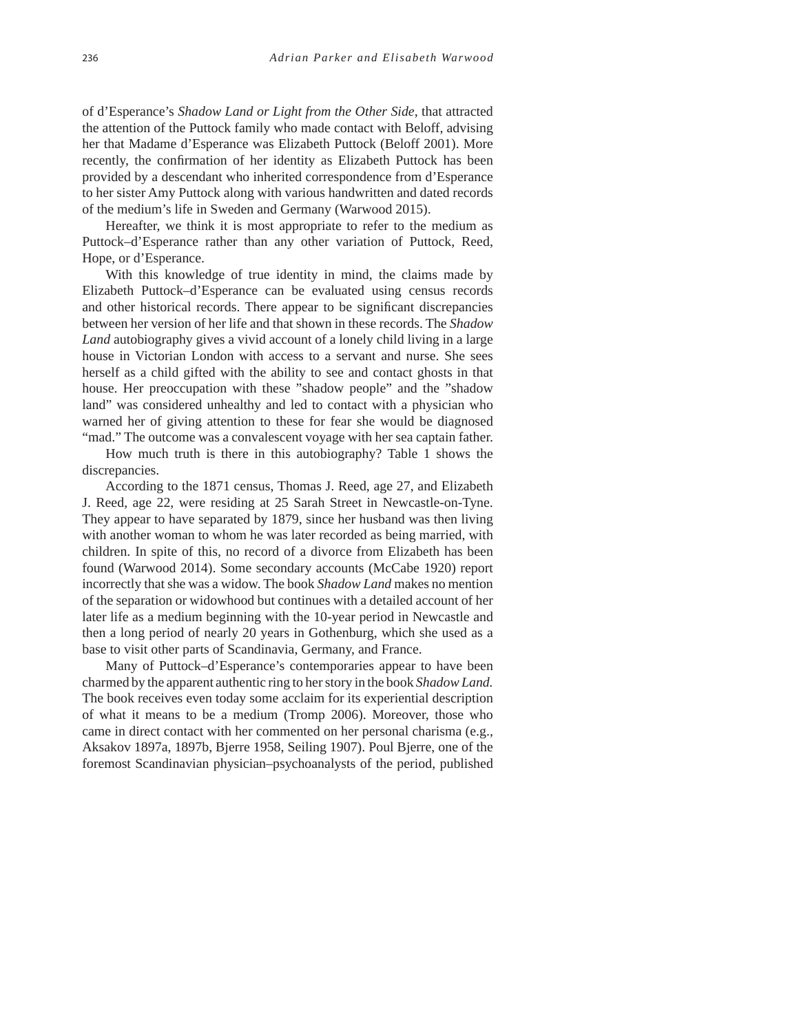of d'Esperance's *Shadow Land or Light from the Other Side*, that attracted the attention of the Puttock family who made contact with Beloff, advising her that Madame d'Esperance was Elizabeth Puttock (Beloff 2001). More recently, the confirmation of her identity as Elizabeth Puttock has been provided by a descendant who inherited correspondence from d'Esperance to her sister Amy Puttock along with various handwritten and dated records of the medium's life in Sweden and Germany (Warwood 2015).

Hereafter, we think it is most appropriate to refer to the medium as Puttock–d'Esperance rather than any other variation of Puttock, Reed, Hope, or d'Esperance.

With this knowledge of true identity in mind, the claims made by Elizabeth Puttock–d'Esperance can be evaluated using census records and other historical records. There appear to be significant discrepancies between her version of her life and that shown in these records. The *Shadow Land* autobiography gives a vivid account of a lonely child living in a large house in Victorian London with access to a servant and nurse. She sees herself as a child gifted with the ability to see and contact ghosts in that house. Her preoccupation with these "shadow people" and the "shadow land" was considered unhealthy and led to contact with a physician who warned her of giving attention to these for fear she would be diagnosed "mad." The outcome was a convalescent voyage with her sea captain father.

How much truth is there in this autobiography? Table 1 shows the discrepancies.

According to the 1871 census, Thomas J. Reed, age 27, and Elizabeth J. Reed, age 22, were residing at 25 Sarah Street in Newcastle-on-Tyne. They appear to have separated by 1879, since her husband was then living with another woman to whom he was later recorded as being married, with children. In spite of this, no record of a divorce from Elizabeth has been found (Warwood 2014). Some secondary accounts (McCabe 1920) report incorrectly that she was a widow. The book *Shadow Land* makes no mention of the separation or widowhood but continues with a detailed account of her later life as a medium beginning with the 10-year period in Newcastle and then a long period of nearly 20 years in Gothenburg, which she used as a base to visit other parts of Scandinavia, Germany, and France.

Many of Puttock–d'Esperance's contemporaries appear to have been charmed by the apparent authentic ring to her story in the book *Shadow Land*. The book receives even today some acclaim for its experiential description of what it means to be a medium (Tromp 2006). Moreover, those who came in direct contact with her commented on her personal charisma (e.g., Aksakov 1897a, 1897b, Bjerre 1958, Seiling 1907). Poul Bjerre, one of the foremost Scandinavian physician–psychoanalysts of the period, published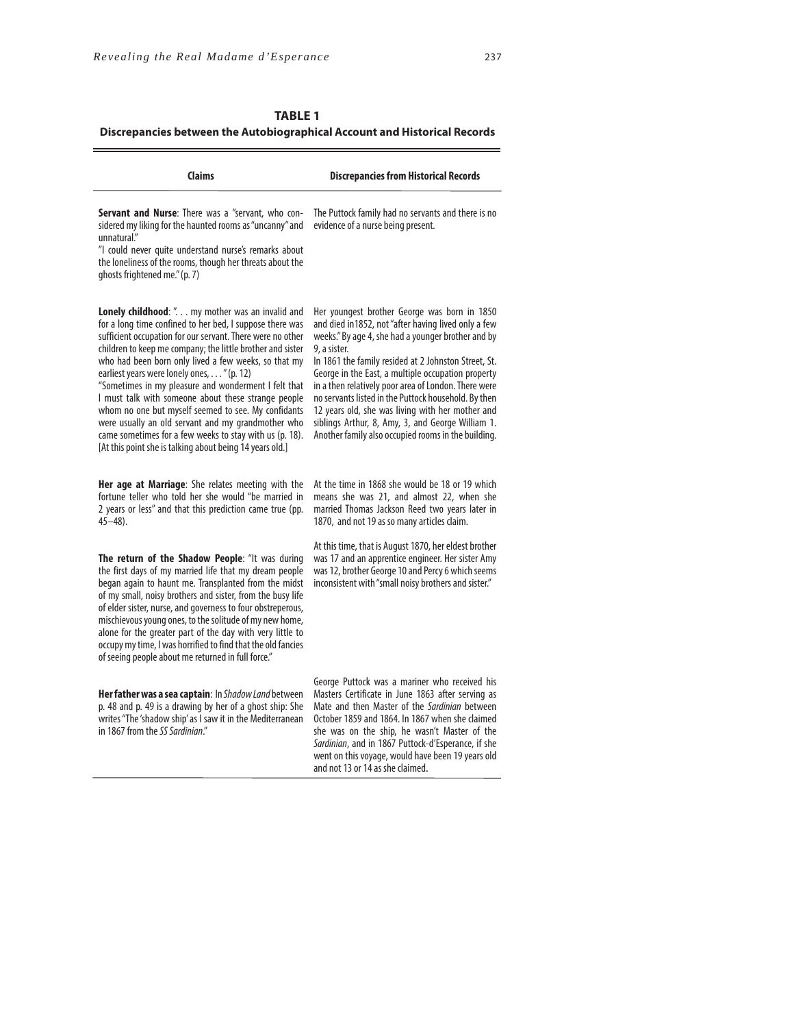**TABLE 1**

**Discrepancies between the Autobiographical Account and Historical Records**

| Claims | Discrepancies from Historical Records |
|---|---|
| **Servant and Nurse**: There was a "servant, who considered my liking for the haunted rooms as "uncanny" and unnatural." "I could never quite understand nurse's remarks about the loneliness of the rooms, though her threats about the ghosts frightened me." (p. 7) | The Puttock family had no servants and there is no evidence of a nurse being present. |
| **Lonely childhood**: ". . . my mother was an invalid and for a long time confined to her bed, I suppose there was sufficient occupation for our servant. There were no other children to keep me company; the little brother and sister who had been born only lived a few weeks, so that my earliest years were lonely ones, . . . " (p. 12) "Sometimes in my pleasure and wonderment I felt that I must talk with someone about these strange people whom no one but myself seemed to see. My confidants were usually an old servant and my grandmother who came sometimes for a few weeks to stay with us (p. 18). [At this point she is talking about being 14 years old.] | Her youngest brother George was born in 1850 and died in1852, not "after having lived only a few weeks." By age 4, she had a younger brother and by 9, a sister. In 1861 the family resided at 2 Johnston Street, St. George in the East, a multiple occupation property in a then relatively poor area of London. There were no servants listed in the Puttock household. By then 12 years old, she was living with her mother and siblings Arthur, 8, Amy, 3, and George William 1. Another family also occupied rooms in the building. |
| **Her age at Marriage**: She relates meeting with the fortune teller who told her she would "be married in 2 years or less" and that this prediction came true (pp. 45–48). | At the time in 1868 she would be 18 or 19 which means she was 21, and almost 22, when she married Thomas Jackson Reed two years later in 1870, and not 19 as so many articles claim. |
| **The return of the Shadow People**: "It was during the first days of my married life that my dream people began again to haunt me. Transplanted from the midst of my small, noisy brothers and sister, from the busy life of elder sister, nurse, and governess to four obstreperous, mischievous young ones, to the solitude of my new home, alone for the greater part of the day with very little to occupy my time, I was horrified to find that the old fancies of seeing people about me returned in full force." | At this time, that is August 1870, her eldest brother was 17 and an apprentice engineer. Her sister Amy was 12, brother George 10 and Percy 6 which seems inconsistent with "small noisy brothers and sister." |
| **Her father was a sea captain**: In *Shadow Land* between p. 48 and p. 49 is a drawing by her of a ghost ship: She writes "The 'shadow ship' as I saw it in the Mediterranean in 1867 from the *SS Sardinian*." | George Puttock was a mariner who received his Masters Certificate in June 1863 after serving as Mate and then Master of the *Sardinian* between October 1859 and 1864. In 1867 when she claimed she was on the ship, he wasn't Master of the *Sardinian*, and in 1867 Puttock-d'Esperance, if she went on this voyage, would have been 19 years old and not 13 or 14 as she claimed. |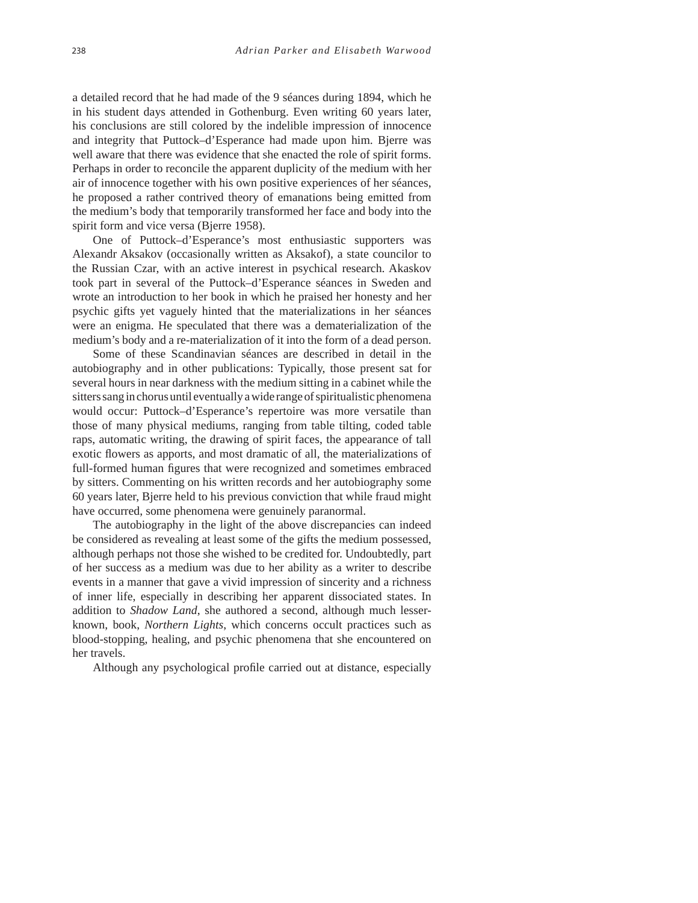a detailed record that he had made of the 9 séances during 1894, which he in his student days attended in Gothenburg. Even writing 60 years later, his conclusions are still colored by the indelible impression of innocence and integrity that Puttock–d'Esperance had made upon him. Bjerre was well aware that there was evidence that she enacted the role of spirit forms. Perhaps in order to reconcile the apparent duplicity of the medium with her air of innocence together with his own positive experiences of her séances, he proposed a rather contrived theory of emanations being emitted from the medium's body that temporarily transformed her face and body into the spirit form and vice versa (Bjerre 1958).

One of Puttock–d'Esperance's most enthusiastic supporters was Alexandr Aksakov (occasionally written as Aksakof), a state councilor to the Russian Czar, with an active interest in psychical research. Akaskov took part in several of the Puttock–d'Esperance séances in Sweden and wrote an introduction to her book in which he praised her honesty and her psychic gifts yet vaguely hinted that the materializations in her séances were an enigma. He speculated that there was a dematerialization of the medium's body and a re-materialization of it into the form of a dead person.

Some of these Scandinavian séances are described in detail in the autobiography and in other publications: Typically, those present sat for several hours in near darkness with the medium sitting in a cabinet while the sitters sang in chorus until eventually a wide range of spiritualistic phenomena would occur: Puttock–d'Esperance's repertoire was more versatile than those of many physical mediums, ranging from table tilting, coded table raps, automatic writing, the drawing of spirit faces, the appearance of tall exotic flowers as apports, and most dramatic of all, the materializations of full-formed human figures that were recognized and sometimes embraced by sitters. Commenting on his written records and her autobiography some 60 years later, Bjerre held to his previous conviction that while fraud might have occurred, some phenomena were genuinely paranormal.

The autobiography in the light of the above discrepancies can indeed be considered as revealing at least some of the gifts the medium possessed, although perhaps not those she wished to be credited for. Undoubtedly, part of her success as a medium was due to her ability as a writer to describe events in a manner that gave a vivid impression of sincerity and a richness of inner life, especially in describing her apparent dissociated states. In addition to *Shadow Land*, she authored a second, although much lesser-known, book, *Northern Lights*, which concerns occult practices such as blood-stopping, healing, and psychic phenomena that she encountered on her travels.

Although any psychological profile carried out at distance, especially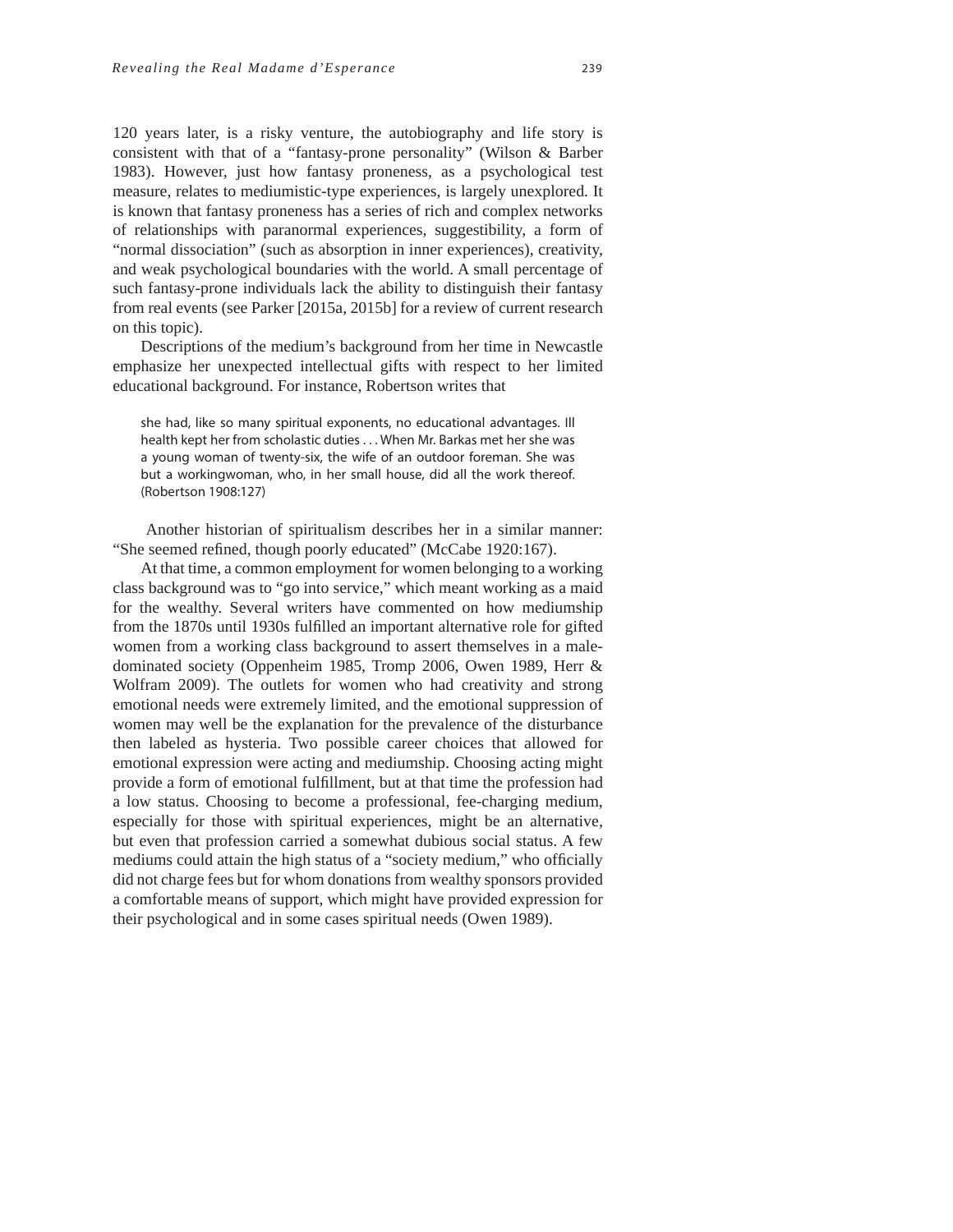120 years later, is a risky venture, the autobiography and life story is consistent with that of a "fantasy-prone personality" (Wilson & Barber 1983). However, just how fantasy proneness, as a psychological test measure, relates to mediumistic-type experiences, is largely unexplored. It is known that fantasy proneness has a series of rich and complex networks of relationships with paranormal experiences, suggestibility, a form of "normal dissociation" (such as absorption in inner experiences), creativity, and weak psychological boundaries with the world. A small percentage of such fantasy-prone individuals lack the ability to distinguish their fantasy from real events (see Parker [2015a, 2015b] for a review of current research on this topic).

Descriptions of the medium's background from her time in Newcastle emphasize her unexpected intellectual gifts with respect to her limited educational background. For instance, Robertson writes that

> she had, like so many spiritual exponents, no educational advantages. Ill health kept her from scholastic duties . . . When Mr. Barkas met her she was a young woman of twenty-six, the wife of an outdoor foreman. She was but a workingwoman, who, in her small house, did all the work thereof. (Robertson 1908:127)

Another historian of spiritualism describes her in a similar manner: "She seemed refined, though poorly educated" (McCabe 1920:167).

At that time, a common employment for women belonging to a working class background was to "go into service," which meant working as a maid for the wealthy. Several writers have commented on how mediumship from the 1870s until 1930s fulfilled an important alternative role for gifted women from a working class background to assert themselves in a male-dominated society (Oppenheim 1985, Tromp 2006, Owen 1989, Herr & Wolfram 2009). The outlets for women who had creativity and strong emotional needs were extremely limited, and the emotional suppression of women may well be the explanation for the prevalence of the disturbance then labeled as hysteria. Two possible career choices that allowed for emotional expression were acting and mediumship. Choosing acting might provide a form of emotional fulfillment, but at that time the profession had a low status. Choosing to become a professional, fee-charging medium, especially for those with spiritual experiences, might be an alternative, but even that profession carried a somewhat dubious social status. A few mediums could attain the high status of a "society medium," who officially did not charge fees but for whom donations from wealthy sponsors provided a comfortable means of support, which might have provided expression for their psychological and in some cases spiritual needs (Owen 1989).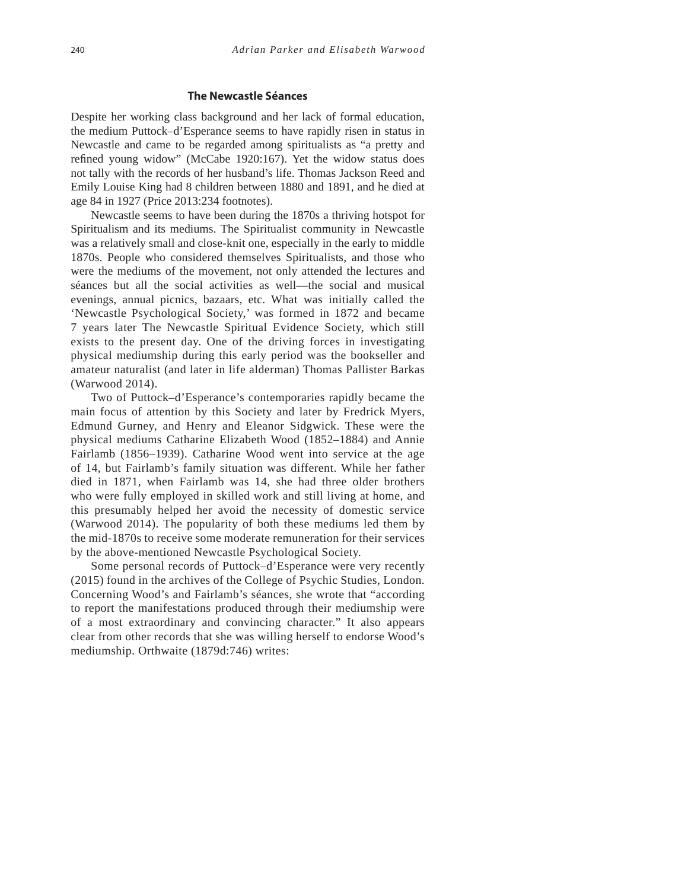### The Newcastle Séances

Despite her working class background and her lack of formal education, the medium Puttock–d'Esperance seems to have rapidly risen in status in Newcastle and came to be regarded among spiritualists as "a pretty and refined young widow" (McCabe 1920:167). Yet the widow status does not tally with the records of her husband's life. Thomas Jackson Reed and Emily Louise King had 8 children between 1880 and 1891, and he died at age 84 in 1927 (Price 2013:234 footnotes).

Newcastle seems to have been during the 1870s a thriving hotspot for Spiritualism and its mediums. The Spiritualist community in Newcastle was a relatively small and close-knit one, especially in the early to middle 1870s. People who considered themselves Spiritualists, and those who were the mediums of the movement, not only attended the lectures and séances but all the social activities as well—the social and musical evenings, annual picnics, bazaars, etc. What was initially called the 'Newcastle Psychological Society,' was formed in 1872 and became 7 years later The Newcastle Spiritual Evidence Society, which still exists to the present day. One of the driving forces in investigating physical mediumship during this early period was the bookseller and amateur naturalist (and later in life alderman) Thomas Pallister Barkas (Warwood 2014).

Two of Puttock–d'Esperance's contemporaries rapidly became the main focus of attention by this Society and later by Fredrick Myers, Edmund Gurney, and Henry and Eleanor Sidgwick. These were the physical mediums Catharine Elizabeth Wood (1852–1884) and Annie Fairlamb (1856–1939). Catharine Wood went into service at the age of 14, but Fairlamb's family situation was different. While her father died in 1871, when Fairlamb was 14, she had three older brothers who were fully employed in skilled work and still living at home, and this presumably helped her avoid the necessity of domestic service (Warwood 2014). The popularity of both these mediums led them by the mid-1870s to receive some moderate remuneration for their services by the above-mentioned Newcastle Psychological Society.

Some personal records of Puttock–d'Esperance were very recently (2015) found in the archives of the College of Psychic Studies, London. Concerning Wood's and Fairlamb's séances, she wrote that "according to report the manifestations produced through their mediumship were of a most extraordinary and convincing character." It also appears clear from other records that she was willing herself to endorse Wood's mediumship. Orthwaite (1879d:746) writes: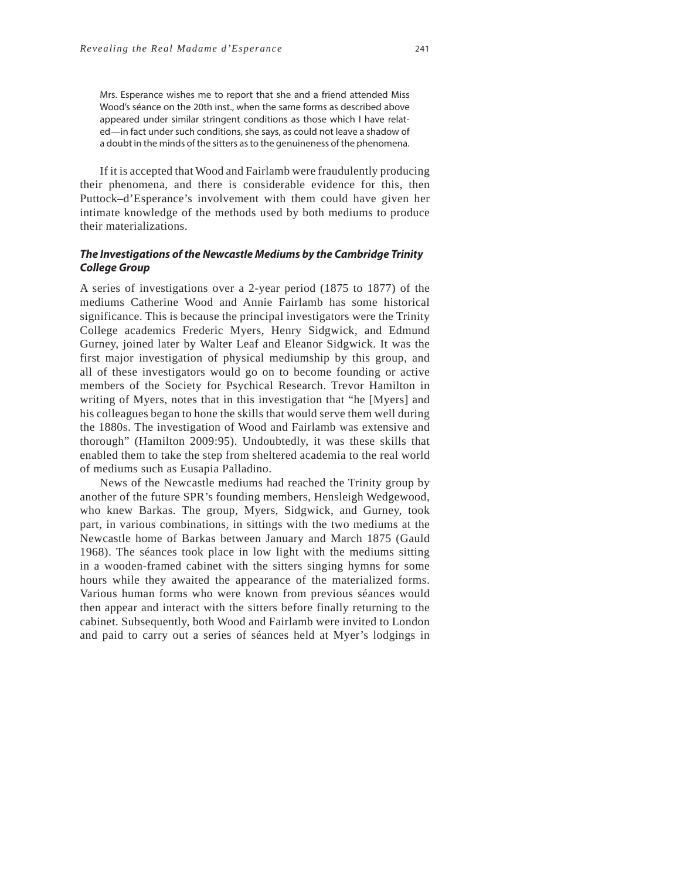> Mrs. Esperance wishes me to report that she and a friend attended Miss Wood's séance on the 20th inst., when the same forms as described above appeared under similar stringent conditions as those which I have related—in fact under such conditions, she says, as could not leave a shadow of a doubt in the minds of the sitters as to the genuineness of the phenomena.

If it is accepted that Wood and Fairlamb were fraudulently producing their phenomena, and there is considerable evidence for this, then Puttock–d'Esperance's involvement with them could have given her intimate knowledge of the methods used by both mediums to produce their materializations.

### *The Investigations of the Newcastle Mediums by the Cambridge Trinity College Group*

A series of investigations over a 2-year period (1875 to 1877) of the mediums Catherine Wood and Annie Fairlamb has some historical significance. This is because the principal investigators were the Trinity College academics Frederic Myers, Henry Sidgwick, and Edmund Gurney, joined later by Walter Leaf and Eleanor Sidgwick. It was the first major investigation of physical mediumship by this group, and all of these investigators would go on to become founding or active members of the Society for Psychical Research. Trevor Hamilton in writing of Myers, notes that in this investigation that "he [Myers] and his colleagues began to hone the skills that would serve them well during the 1880s. The investigation of Wood and Fairlamb was extensive and thorough" (Hamilton 2009:95). Undoubtedly, it was these skills that enabled them to take the step from sheltered academia to the real world of mediums such as Eusapia Palladino.

News of the Newcastle mediums had reached the Trinity group by another of the future SPR's founding members, Hensleigh Wedgewood, who knew Barkas. The group, Myers, Sidgwick, and Gurney, took part, in various combinations, in sittings with the two mediums at the Newcastle home of Barkas between January and March 1875 (Gauld 1968). The séances took place in low light with the mediums sitting in a wooden-framed cabinet with the sitters singing hymns for some hours while they awaited the appearance of the materialized forms. Various human forms who were known from previous séances would then appear and interact with the sitters before finally returning to the cabinet. Subsequently, both Wood and Fairlamb were invited to London and paid to carry out a series of séances held at Myer's lodgings in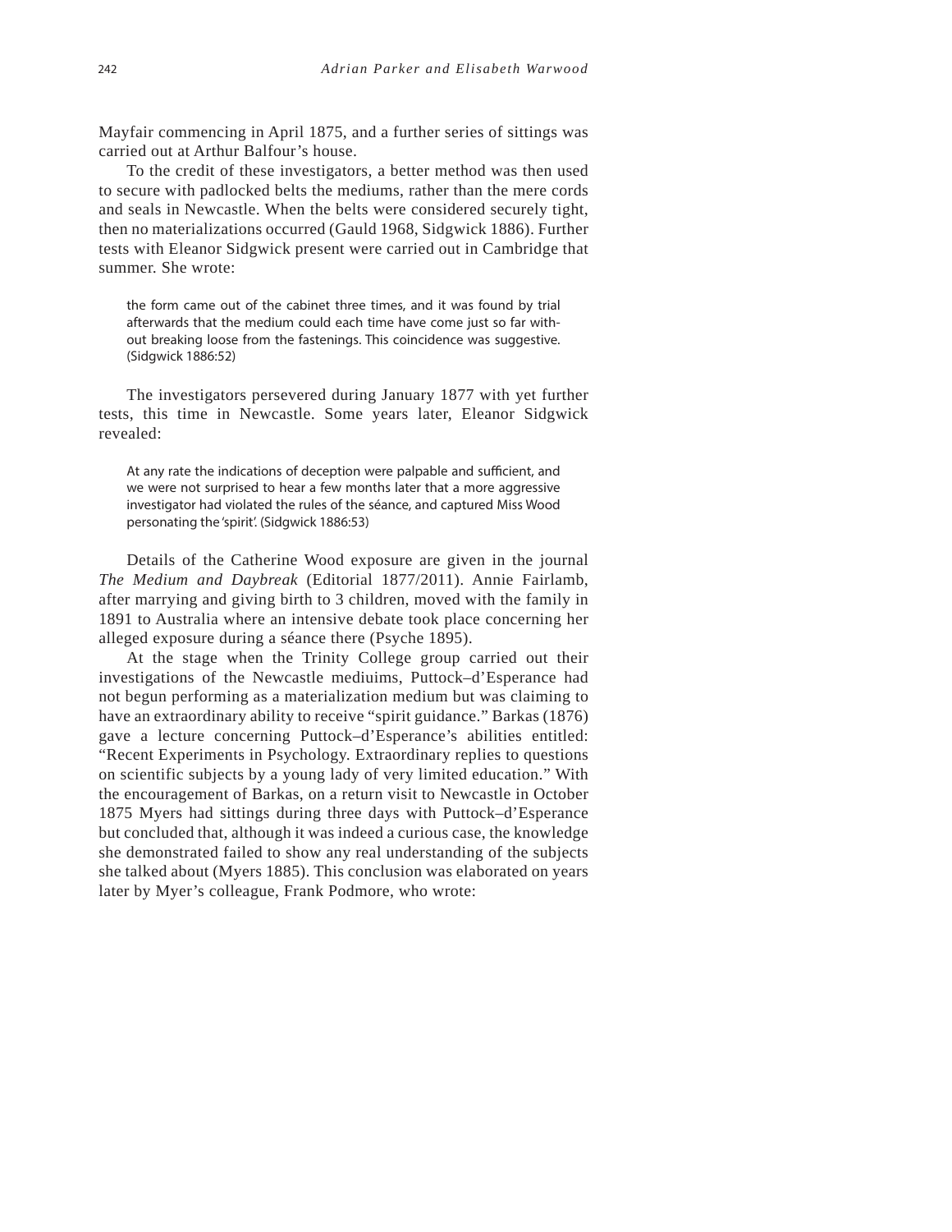Mayfair commencing in April 1875, and a further series of sittings was carried out at Arthur Balfour's house.

To the credit of these investigators, a better method was then used to secure with padlocked belts the mediums, rather than the mere cords and seals in Newcastle. When the belts were considered securely tight, then no materializations occurred (Gauld 1968, Sidgwick 1886). Further tests with Eleanor Sidgwick present were carried out in Cambridge that summer. She wrote:

> the form came out of the cabinet three times, and it was found by trial afterwards that the medium could each time have come just so far without breaking loose from the fastenings. This coincidence was suggestive. (Sidgwick 1886:52)

The investigators persevered during January 1877 with yet further tests, this time in Newcastle. Some years later, Eleanor Sidgwick revealed:

> At any rate the indications of deception were palpable and sufficient, and we were not surprised to hear a few months later that a more aggressive investigator had violated the rules of the séance, and captured Miss Wood personating the 'spirit'. (Sidgwick 1886:53)

Details of the Catherine Wood exposure are given in the journal *The Medium and Daybreak* (Editorial 1877/2011). Annie Fairlamb, after marrying and giving birth to 3 children, moved with the family in 1891 to Australia where an intensive debate took place concerning her alleged exposure during a séance there (Psyche 1895).

At the stage when the Trinity College group carried out their investigations of the Newcastle mediuims, Puttock–d'Esperance had not begun performing as a materialization medium but was claiming to have an extraordinary ability to receive "spirit guidance." Barkas (1876) gave a lecture concerning Puttock–d'Esperance's abilities entitled: "Recent Experiments in Psychology. Extraordinary replies to questions on scientific subjects by a young lady of very limited education." With the encouragement of Barkas, on a return visit to Newcastle in October 1875 Myers had sittings during three days with Puttock–d'Esperance but concluded that, although it was indeed a curious case, the knowledge she demonstrated failed to show any real understanding of the subjects she talked about (Myers 1885). This conclusion was elaborated on years later by Myer's colleague, Frank Podmore, who wrote: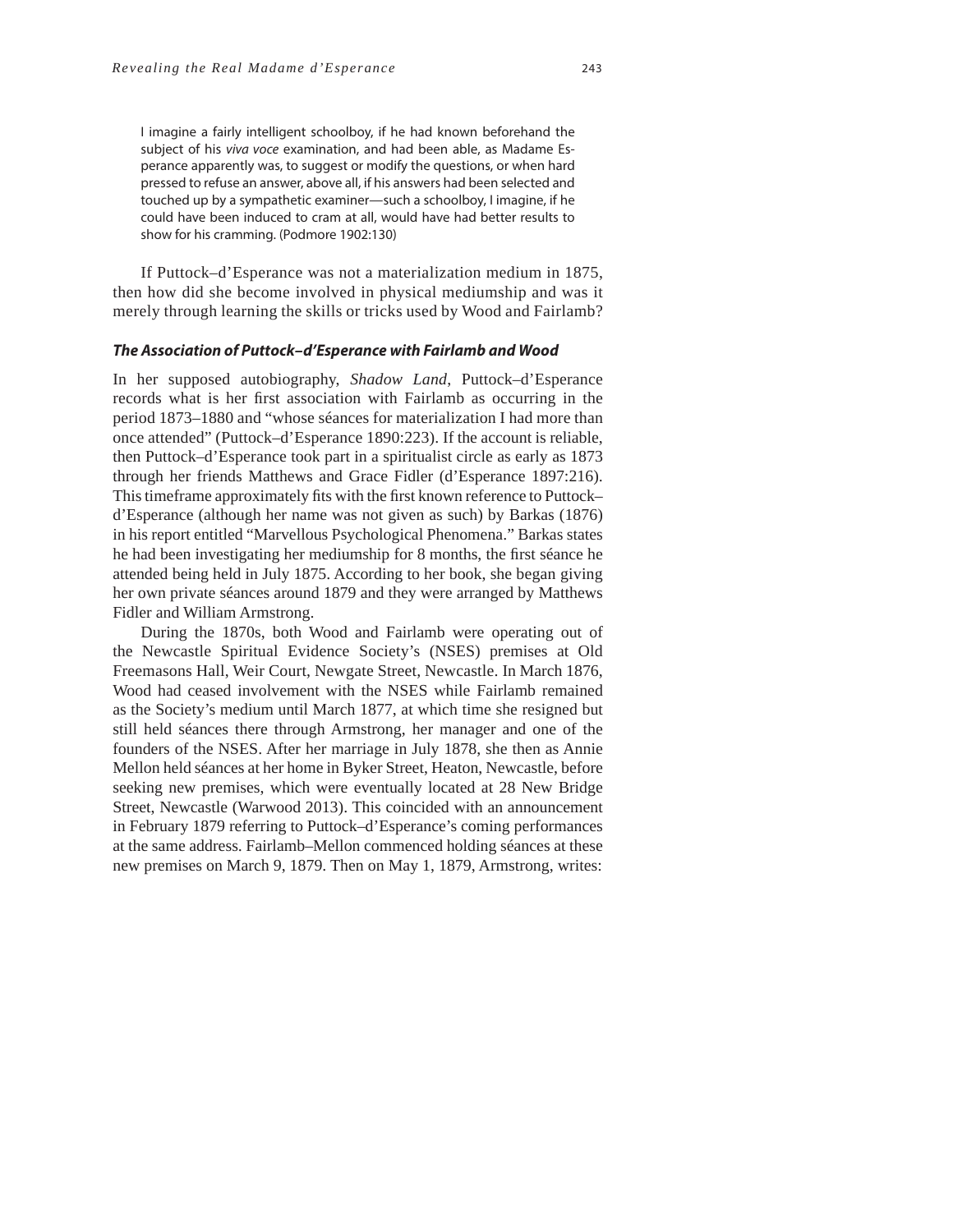> I imagine a fairly intelligent schoolboy, if he had known beforehand the subject of his *viva voce* examination, and had been able, as Madame Esperance apparently was, to suggest or modify the questions, or when hard pressed to refuse an answer, above all, if his answers had been selected and touched up by a sympathetic examiner—such a schoolboy, I imagine, if he could have been induced to cram at all, would have had better results to show for his cramming. (Podmore 1902:130)

If Puttock–d'Esperance was not a materialization medium in 1875, then how did she become involved in physical mediumship and was it merely through learning the skills or tricks used by Wood and Fairlamb?

### The Association of Puttock–d'Esperance with Fairlamb and Wood

In her supposed autobiography, *Shadow Land*, Puttock–d'Esperance records what is her first association with Fairlamb as occurring in the period 1873–1880 and "whose séances for materialization I had more than once attended" (Puttock–d'Esperance 1890:223). If the account is reliable, then Puttock–d'Esperance took part in a spiritualist circle as early as 1873 through her friends Matthews and Grace Fidler (d'Esperance 1897:216). This timeframe approximately fits with the first known reference to Puttock–d'Esperance (although her name was not given as such) by Barkas (1876) in his report entitled "Marvellous Psychological Phenomena." Barkas states he had been investigating her mediumship for 8 months, the first séance he attended being held in July 1875. According to her book, she began giving her own private séances around 1879 and they were arranged by Matthews Fidler and William Armstrong.

During the 1870s, both Wood and Fairlamb were operating out of the Newcastle Spiritual Evidence Society's (NSES) premises at Old Freemasons Hall, Weir Court, Newgate Street, Newcastle. In March 1876, Wood had ceased involvement with the NSES while Fairlamb remained as the Society's medium until March 1877, at which time she resigned but still held séances there through Armstrong, her manager and one of the founders of the NSES. After her marriage in July 1878, she then as Annie Mellon held séances at her home in Byker Street, Heaton, Newcastle, before seeking new premises, which were eventually located at 28 New Bridge Street, Newcastle (Warwood 2013). This coincided with an announcement in February 1879 referring to Puttock–d'Esperance's coming performances at the same address. Fairlamb–Mellon commenced holding séances at these new premises on March 9, 1879. Then on May 1, 1879, Armstrong, writes: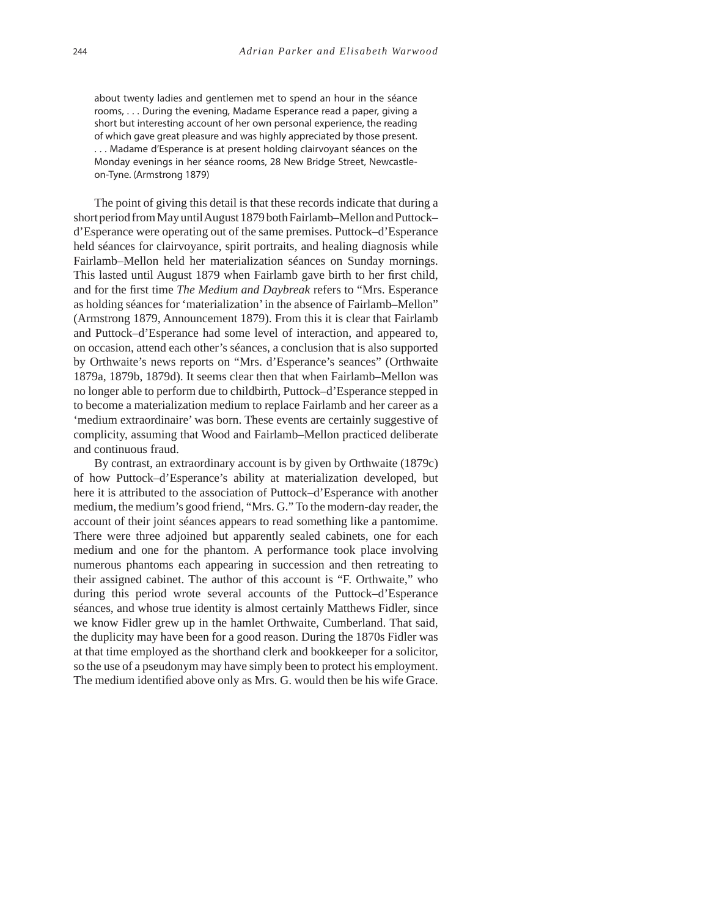> about twenty ladies and gentlemen met to spend an hour in the séance rooms, . . . During the evening, Madame Esperance read a paper, giving a short but interesting account of her own personal experience, the reading of which gave great pleasure and was highly appreciated by those present. . . . Madame d'Esperance is at present holding clairvoyant séances on the Monday evenings in her séance rooms, 28 New Bridge Street, Newcastle-on-Tyne. (Armstrong 1879)

The point of giving this detail is that these records indicate that during a short period from May until August 1879 both Fairlamb–Mellon and Puttock–d'Esperance were operating out of the same premises. Puttock–d'Esperance held séances for clairvoyance, spirit portraits, and healing diagnosis while Fairlamb–Mellon held her materialization séances on Sunday mornings. This lasted until August 1879 when Fairlamb gave birth to her first child, and for the first time *The Medium and Daybreak* refers to "Mrs. Esperance as holding séances for 'materialization' in the absence of Fairlamb–Mellon" (Armstrong 1879, Announcement 1879). From this it is clear that Fairlamb and Puttock–d'Esperance had some level of interaction, and appeared to, on occasion, attend each other's séances, a conclusion that is also supported by Orthwaite's news reports on "Mrs. d'Esperance's seances" (Orthwaite 1879a, 1879b, 1879d). It seems clear then that when Fairlamb–Mellon was no longer able to perform due to childbirth, Puttock–d'Esperance stepped in to become a materialization medium to replace Fairlamb and her career as a 'medium extraordinaire' was born. These events are certainly suggestive of complicity, assuming that Wood and Fairlamb–Mellon practiced deliberate and continuous fraud.

By contrast, an extraordinary account is by given by Orthwaite (1879c) of how Puttock–d'Esperance's ability at materialization developed, but here it is attributed to the association of Puttock–d'Esperance with another medium, the medium's good friend, "Mrs. G." To the modern-day reader, the account of their joint séances appears to read something like a pantomime. There were three adjoined but apparently sealed cabinets, one for each medium and one for the phantom. A performance took place involving numerous phantoms each appearing in succession and then retreating to their assigned cabinet. The author of this account is "F. Orthwaite," who during this period wrote several accounts of the Puttock–d'Esperance séances, and whose true identity is almost certainly Matthews Fidler, since we know Fidler grew up in the hamlet Orthwaite, Cumberland. That said, the duplicity may have been for a good reason. During the 1870s Fidler was at that time employed as the shorthand clerk and bookkeeper for a solicitor, so the use of a pseudonym may have simply been to protect his employment. The medium identified above only as Mrs. G. would then be his wife Grace.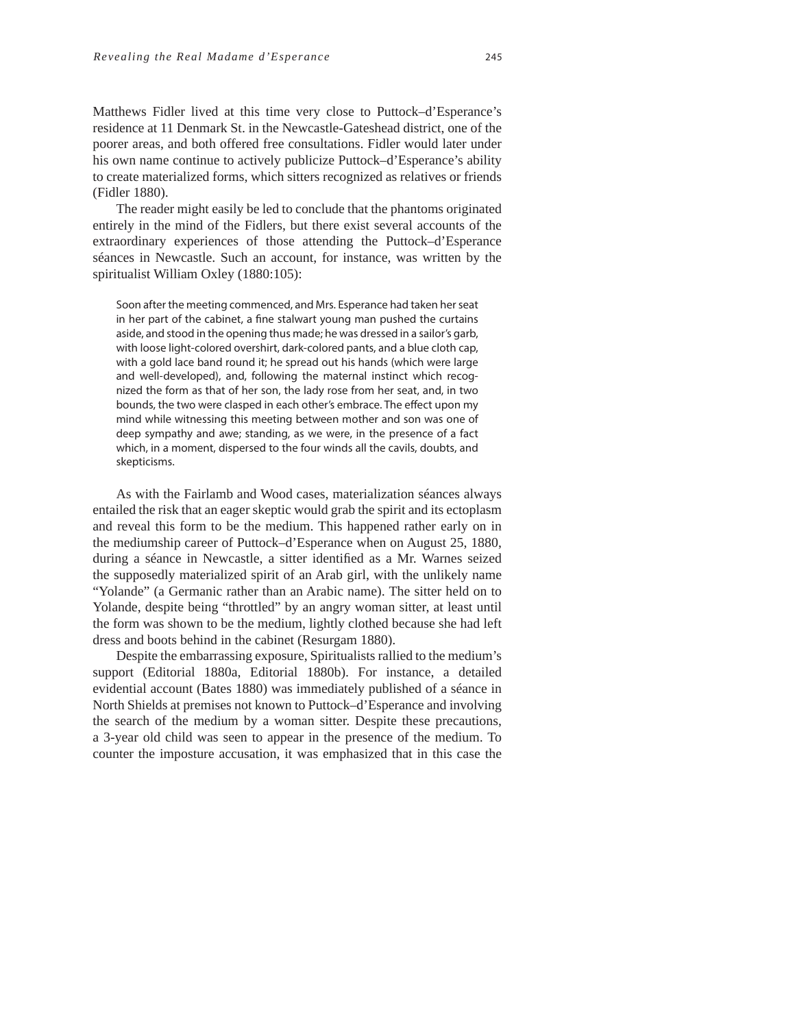Matthews Fidler lived at this time very close to Puttock–d'Esperance's residence at 11 Denmark St. in the Newcastle-Gateshead district, one of the poorer areas, and both offered free consultations. Fidler would later under his own name continue to actively publicize Puttock–d'Esperance's ability to create materialized forms, which sitters recognized as relatives or friends (Fidler 1880).

The reader might easily be led to conclude that the phantoms originated entirely in the mind of the Fidlers, but there exist several accounts of the extraordinary experiences of those attending the Puttock–d'Esperance séances in Newcastle. Such an account, for instance, was written by the spiritualist William Oxley (1880:105):

> Soon after the meeting commenced, and Mrs. Esperance had taken her seat in her part of the cabinet, a fine stalwart young man pushed the curtains aside, and stood in the opening thus made; he was dressed in a sailor's garb, with loose light-colored overshirt, dark-colored pants, and a blue cloth cap, with a gold lace band round it; he spread out his hands (which were large and well-developed), and, following the maternal instinct which recognized the form as that of her son, the lady rose from her seat, and, in two bounds, the two were clasped in each other's embrace. The effect upon my mind while witnessing this meeting between mother and son was one of deep sympathy and awe; standing, as we were, in the presence of a fact which, in a moment, dispersed to the four winds all the cavils, doubts, and skepticisms.

As with the Fairlamb and Wood cases, materialization séances always entailed the risk that an eager skeptic would grab the spirit and its ectoplasm and reveal this form to be the medium. This happened rather early on in the mediumship career of Puttock–d'Esperance when on August 25, 1880, during a séance in Newcastle, a sitter identified as a Mr. Warnes seized the supposedly materialized spirit of an Arab girl, with the unlikely name "Yolande" (a Germanic rather than an Arabic name). The sitter held on to Yolande, despite being "throttled" by an angry woman sitter, at least until the form was shown to be the medium, lightly clothed because she had left dress and boots behind in the cabinet (Resurgam 1880).

Despite the embarrassing exposure, Spiritualists rallied to the medium's support (Editorial 1880a, Editorial 1880b). For instance, a detailed evidential account (Bates 1880) was immediately published of a séance in North Shields at premises not known to Puttock–d'Esperance and involving the search of the medium by a woman sitter. Despite these precautions, a 3-year old child was seen to appear in the presence of the medium. To counter the imposture accusation, it was emphasized that in this case the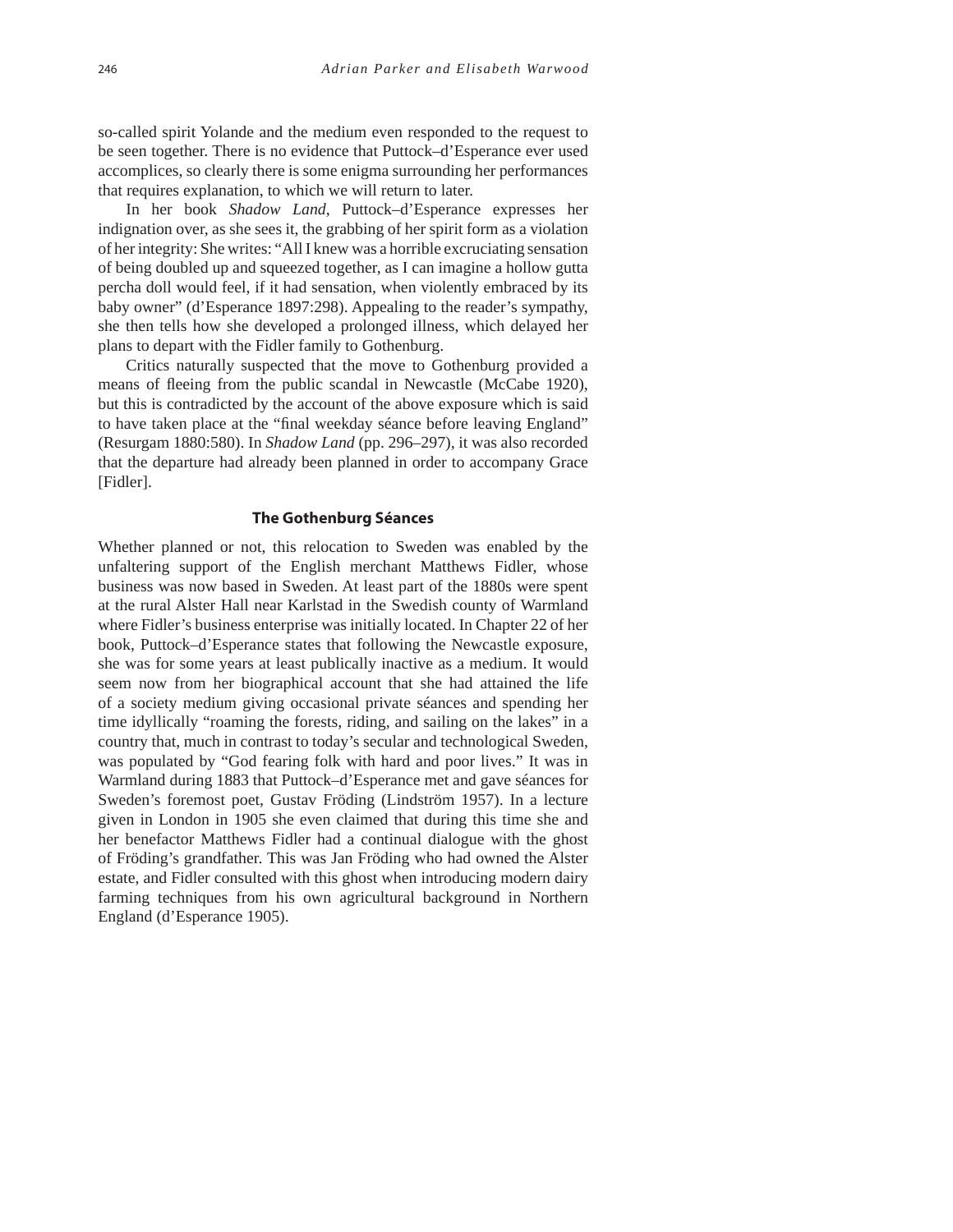so-called spirit Yolande and the medium even responded to the request to be seen together. There is no evidence that Puttock–d'Esperance ever used accomplices, so clearly there is some enigma surrounding her performances that requires explanation, to which we will return to later.

In her book *Shadow Land*, Puttock–d'Esperance expresses her indignation over, as she sees it, the grabbing of her spirit form as a violation of her integrity: She writes: "All I knew was a horrible excruciating sensation of being doubled up and squeezed together, as I can imagine a hollow gutta percha doll would feel, if it had sensation, when violently embraced by its baby owner" (d'Esperance 1897:298). Appealing to the reader's sympathy, she then tells how she developed a prolonged illness, which delayed her plans to depart with the Fidler family to Gothenburg.

Critics naturally suspected that the move to Gothenburg provided a means of fleeing from the public scandal in Newcastle (McCabe 1920), but this is contradicted by the account of the above exposure which is said to have taken place at the "final weekday séance before leaving England" (Resurgam 1880:580). In *Shadow Land* (pp. 296–297), it was also recorded that the departure had already been planned in order to accompany Grace [Fidler].

## The Gothenburg Séances

Whether planned or not, this relocation to Sweden was enabled by the unfaltering support of the English merchant Matthews Fidler, whose business was now based in Sweden. At least part of the 1880s were spent at the rural Alster Hall near Karlstad in the Swedish county of Warmland where Fidler's business enterprise was initially located. In Chapter 22 of her book, Puttock–d'Esperance states that following the Newcastle exposure, she was for some years at least publically inactive as a medium. It would seem now from her biographical account that she had attained the life of a society medium giving occasional private séances and spending her time idyllically "roaming the forests, riding, and sailing on the lakes" in a country that, much in contrast to today's secular and technological Sweden, was populated by "God fearing folk with hard and poor lives." It was in Warmland during 1883 that Puttock–d'Esperance met and gave séances for Sweden's foremost poet, Gustav Fröding (Lindström 1957). In a lecture given in London in 1905 she even claimed that during this time she and her benefactor Matthews Fidler had a continual dialogue with the ghost of Fröding's grandfather. This was Jan Fröding who had owned the Alster estate, and Fidler consulted with this ghost when introducing modern dairy farming techniques from his own agricultural background in Northern England (d'Esperance 1905).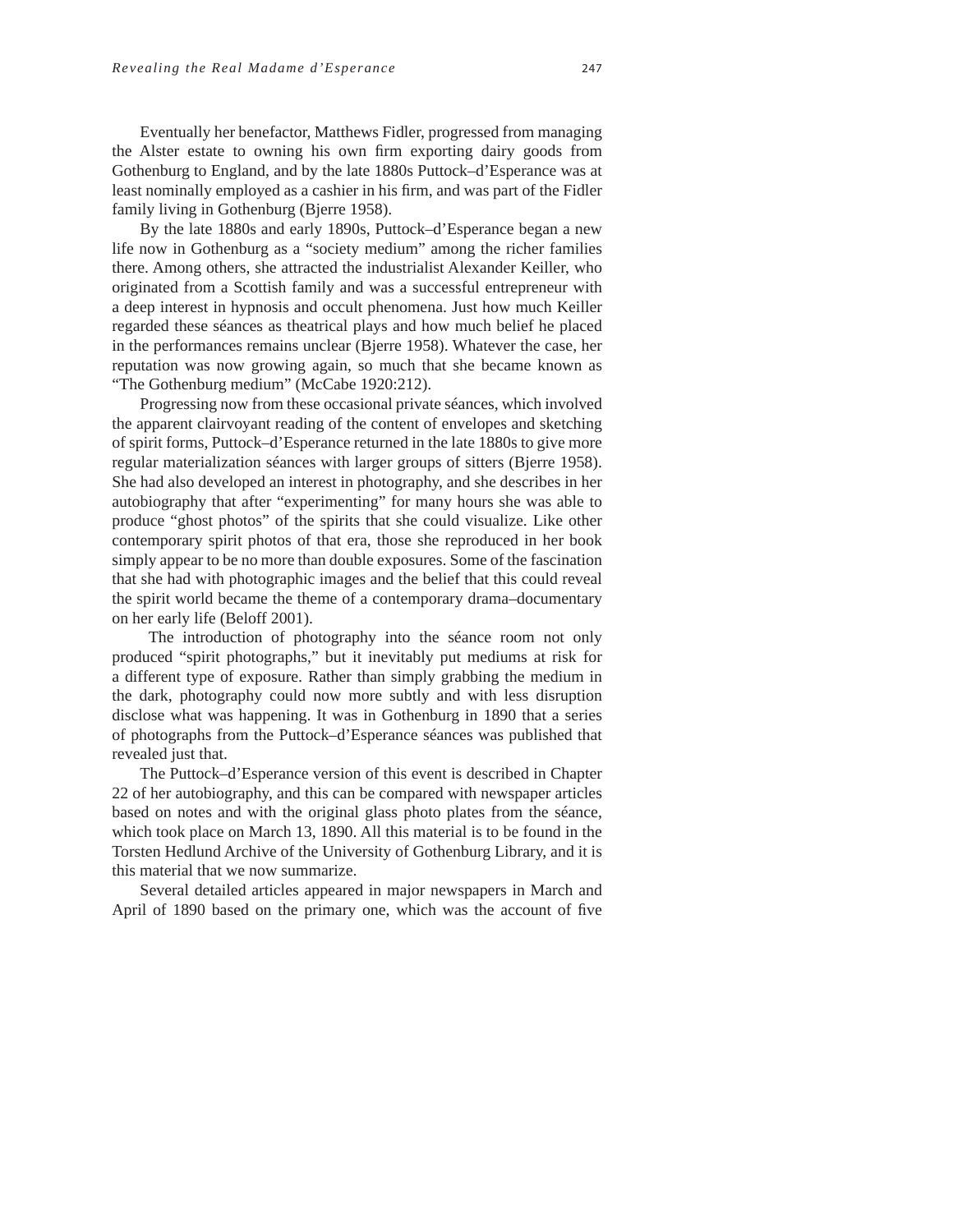Eventually her benefactor, Matthews Fidler, progressed from managing the Alster estate to owning his own firm exporting dairy goods from Gothenburg to England, and by the late 1880s Puttock–d'Esperance was at least nominally employed as a cashier in his firm, and was part of the Fidler family living in Gothenburg (Bjerre 1958).

By the late 1880s and early 1890s, Puttock–d'Esperance began a new life now in Gothenburg as a "society medium" among the richer families there. Among others, she attracted the industrialist Alexander Keiller, who originated from a Scottish family and was a successful entrepreneur with a deep interest in hypnosis and occult phenomena. Just how much Keiller regarded these séances as theatrical plays and how much belief he placed in the performances remains unclear (Bjerre 1958). Whatever the case, her reputation was now growing again, so much that she became known as "The Gothenburg medium" (McCabe 1920:212).

Progressing now from these occasional private séances, which involved the apparent clairvoyant reading of the content of envelopes and sketching of spirit forms, Puttock–d'Esperance returned in the late 1880s to give more regular materialization séances with larger groups of sitters (Bjerre 1958). She had also developed an interest in photography, and she describes in her autobiography that after "experimenting" for many hours she was able to produce "ghost photos" of the spirits that she could visualize. Like other contemporary spirit photos of that era, those she reproduced in her book simply appear to be no more than double exposures. Some of the fascination that she had with photographic images and the belief that this could reveal the spirit world became the theme of a contemporary drama–documentary on her early life (Beloff 2001).

The introduction of photography into the séance room not only produced "spirit photographs," but it inevitably put mediums at risk for a different type of exposure. Rather than simply grabbing the medium in the dark, photography could now more subtly and with less disruption disclose what was happening. It was in Gothenburg in 1890 that a series of photographs from the Puttock–d'Esperance séances was published that revealed just that.

The Puttock–d'Esperance version of this event is described in Chapter 22 of her autobiography, and this can be compared with newspaper articles based on notes and with the original glass photo plates from the séance, which took place on March 13, 1890. All this material is to be found in the Torsten Hedlund Archive of the University of Gothenburg Library, and it is this material that we now summarize.

Several detailed articles appeared in major newspapers in March and April of 1890 based on the primary one, which was the account of five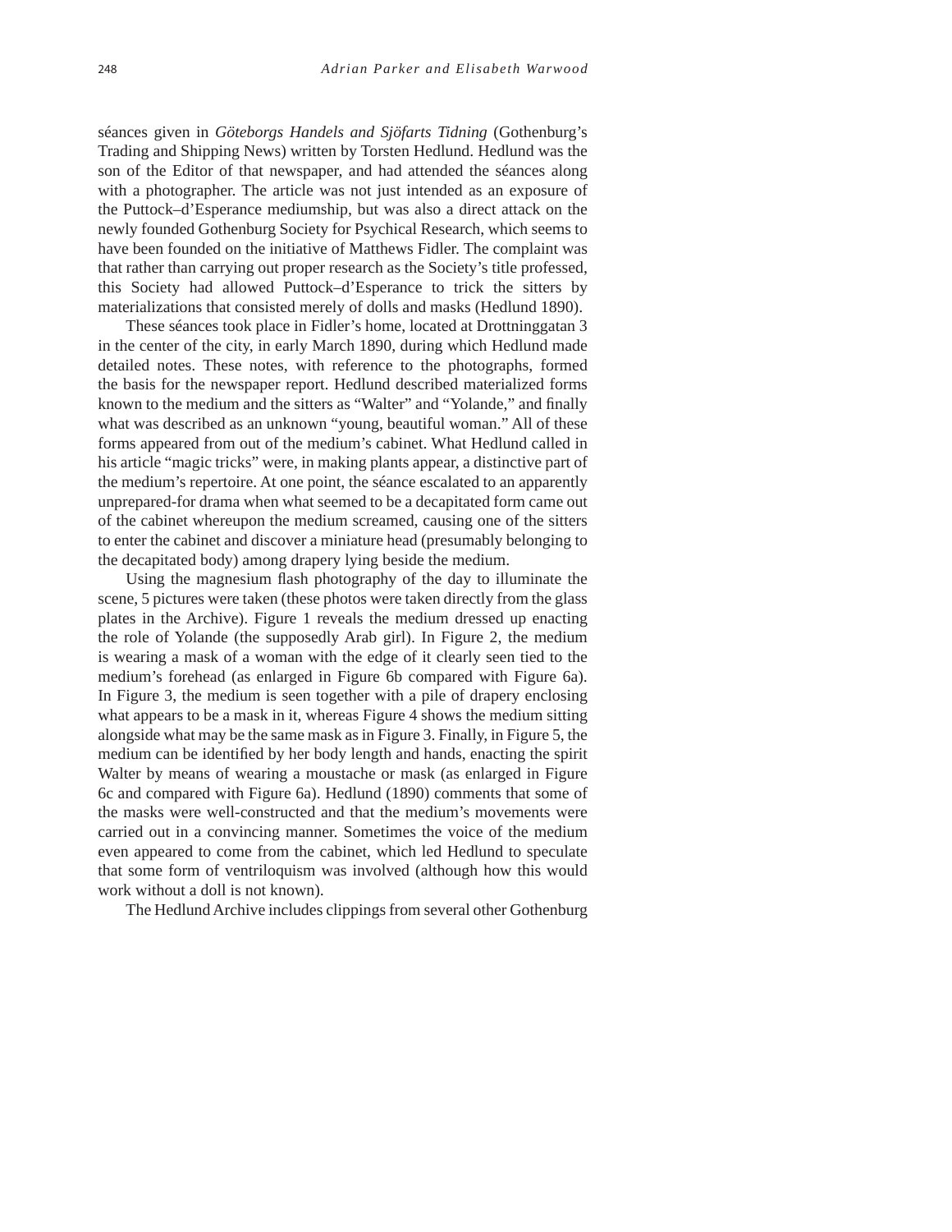séances given in *Göteborgs Handels and Sjöfarts Tidning* (Gothenburg's Trading and Shipping News) written by Torsten Hedlund. Hedlund was the son of the Editor of that newspaper, and had attended the séances along with a photographer. The article was not just intended as an exposure of the Puttock–d'Esperance mediumship, but was also a direct attack on the newly founded Gothenburg Society for Psychical Research, which seems to have been founded on the initiative of Matthews Fidler. The complaint was that rather than carrying out proper research as the Society's title professed, this Society had allowed Puttock–d'Esperance to trick the sitters by materializations that consisted merely of dolls and masks (Hedlund 1890).

These séances took place in Fidler's home, located at Drottninggatan 3 in the center of the city, in early March 1890, during which Hedlund made detailed notes. These notes, with reference to the photographs, formed the basis for the newspaper report. Hedlund described materialized forms known to the medium and the sitters as "Walter" and "Yolande," and finally what was described as an unknown "young, beautiful woman." All of these forms appeared from out of the medium's cabinet. What Hedlund called in his article "magic tricks" were, in making plants appear, a distinctive part of the medium's repertoire. At one point, the séance escalated to an apparently unprepared-for drama when what seemed to be a decapitated form came out of the cabinet whereupon the medium screamed, causing one of the sitters to enter the cabinet and discover a miniature head (presumably belonging to the decapitated body) among drapery lying beside the medium.

Using the magnesium flash photography of the day to illuminate the scene, 5 pictures were taken (these photos were taken directly from the glass plates in the Archive). Figure 1 reveals the medium dressed up enacting the role of Yolande (the supposedly Arab girl). In Figure 2, the medium is wearing a mask of a woman with the edge of it clearly seen tied to the medium's forehead (as enlarged in Figure 6b compared with Figure 6a). In Figure 3, the medium is seen together with a pile of drapery enclosing what appears to be a mask in it, whereas Figure 4 shows the medium sitting alongside what may be the same mask as in Figure 3. Finally, in Figure 5, the medium can be identified by her body length and hands, enacting the spirit Walter by means of wearing a moustache or mask (as enlarged in Figure 6c and compared with Figure 6a). Hedlund (1890) comments that some of the masks were well-constructed and that the medium's movements were carried out in a convincing manner. Sometimes the voice of the medium even appeared to come from the cabinet, which led Hedlund to speculate that some form of ventriloquism was involved (although how this would work without a doll is not known).

The Hedlund Archive includes clippings from several other Gothenburg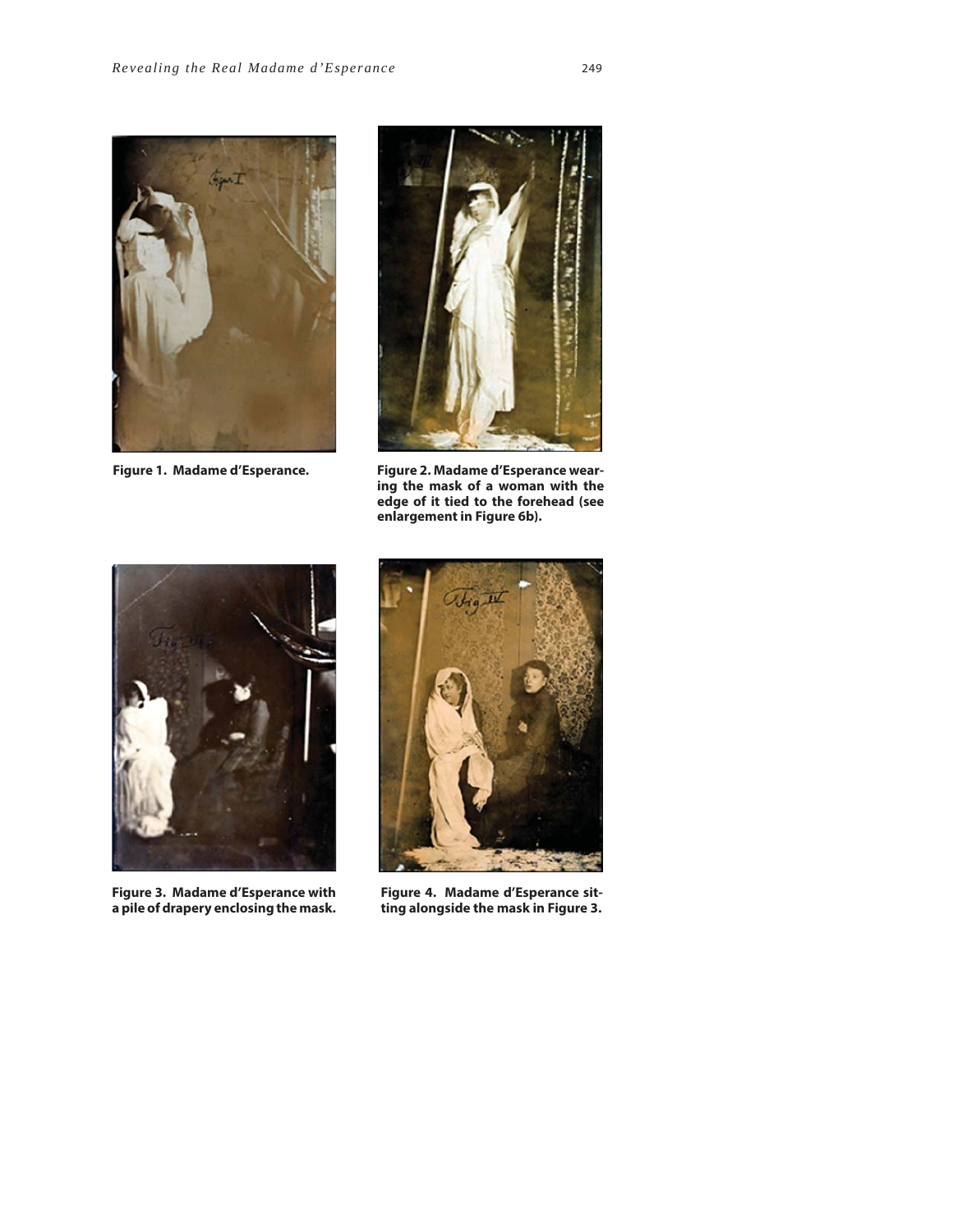Figure 1. Madame d'Esperance.

Figure 2. Madame d'Esperance wearing the mask of a woman with the edge of it tied to the forehead (see enlargement in Figure 6b).

Figure 3. Madame d'Esperance with a pile of drapery enclosing the mask.

Figure 4. Madame d'Esperance sitting alongside the mask in Figure 3.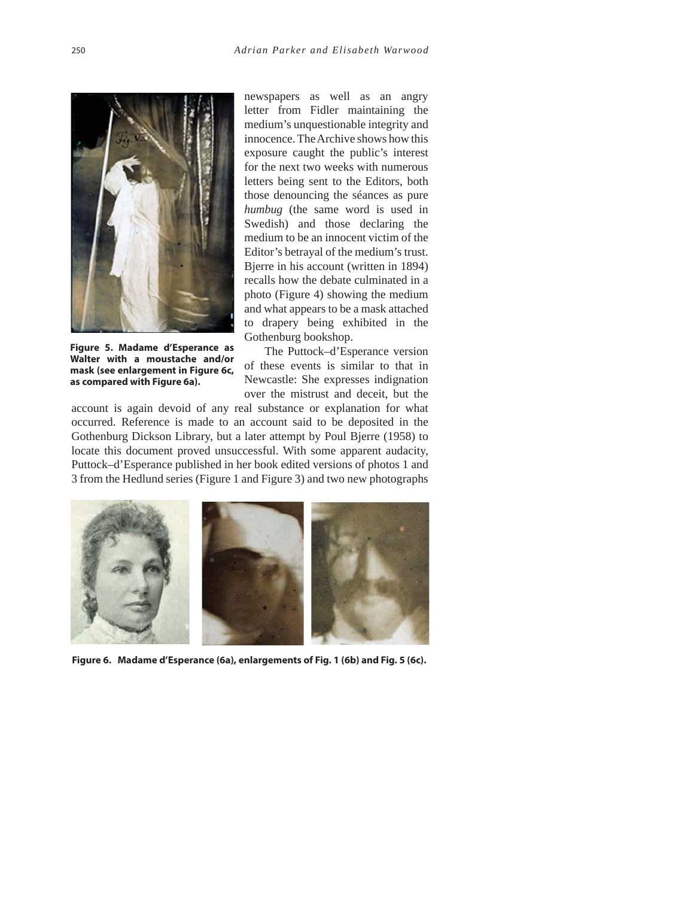newspapers as well as an angry letter from Fidler maintaining the medium's unquestionable integrity and innocence. The Archive shows how this exposure caught the public's interest for the next two weeks with numerous letters being sent to the Editors, both those denouncing the séances as pure *humbug* (the same word is used in Swedish) and those declaring the medium to be an innocent victim of the Editor's betrayal of the medium's trust. Bjerre in his account (written in 1894) recalls how the debate culminated in a photo (Figure 4) showing the medium and what appears to be a mask attached to drapery being exhibited in the Gothenburg bookshop.

**Figure 5. Madame d'Esperance as Walter with a moustache and/or mask (see enlargement in Figure 6c, as compared with Figure 6a).**

The Puttock–d'Esperance version of these events is similar to that in Newcastle: She expresses indignation over the mistrust and deceit, but the account is again devoid of any real substance or explanation for what occurred. Reference is made to an account said to be deposited in the Gothenburg Dickson Library, but a later attempt by Poul Bjerre (1958) to locate this document proved unsuccessful. With some apparent audacity, Puttock–d'Esperance published in her book edited versions of photos 1 and 3 from the Hedlund series (Figure 1 and Figure 3) and two new photographs

**Figure 6. Madame d'Esperance (6a), enlargements of Fig. 1 (6b) and Fig. 5 (6c).**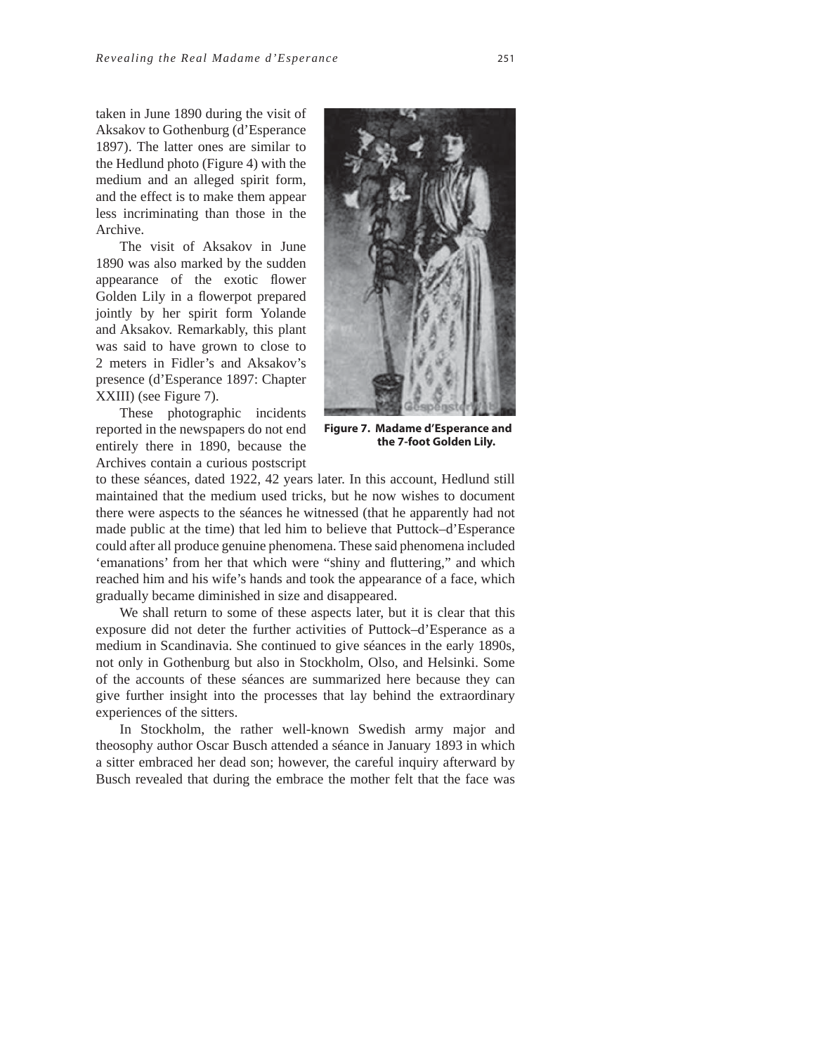taken in June 1890 during the visit of Aksakov to Gothenburg (d'Esperance 1897). The latter ones are similar to the Hedlund photo (Figure 4) with the medium and an alleged spirit form, and the effect is to make them appear less incriminating than those in the Archive.

The visit of Aksakov in June 1890 was also marked by the sudden appearance of the exotic flower Golden Lily in a flowerpot prepared jointly by her spirit form Yolande and Aksakov. Remarkably, this plant was said to have grown to close to 2 meters in Fidler's and Aksakov's presence (d'Esperance 1897: Chapter XXIII) (see Figure 7).

**Figure 7. Madame d'Esperance and the 7-foot Golden Lily.**

These photographic incidents reported in the newspapers do not end entirely there in 1890, because the Archives contain a curious postscript to these séances, dated 1922, 42 years later. In this account, Hedlund still maintained that the medium used tricks, but he now wishes to document there were aspects to the séances he witnessed (that he apparently had not made public at the time) that led him to believe that Puttock–d'Esperance could after all produce genuine phenomena. These said phenomena included 'emanations' from her that which were "shiny and fluttering," and which reached him and his wife's hands and took the appearance of a face, which gradually became diminished in size and disappeared.

We shall return to some of these aspects later, but it is clear that this exposure did not deter the further activities of Puttock–d'Esperance as a medium in Scandinavia. She continued to give séances in the early 1890s, not only in Gothenburg but also in Stockholm, Olso, and Helsinki. Some of the accounts of these séances are summarized here because they can give further insight into the processes that lay behind the extraordinary experiences of the sitters.

In Stockholm, the rather well-known Swedish army major and theosophy author Oscar Busch attended a séance in January 1893 in which a sitter embraced her dead son; however, the careful inquiry afterward by Busch revealed that during the embrace the mother felt that the face was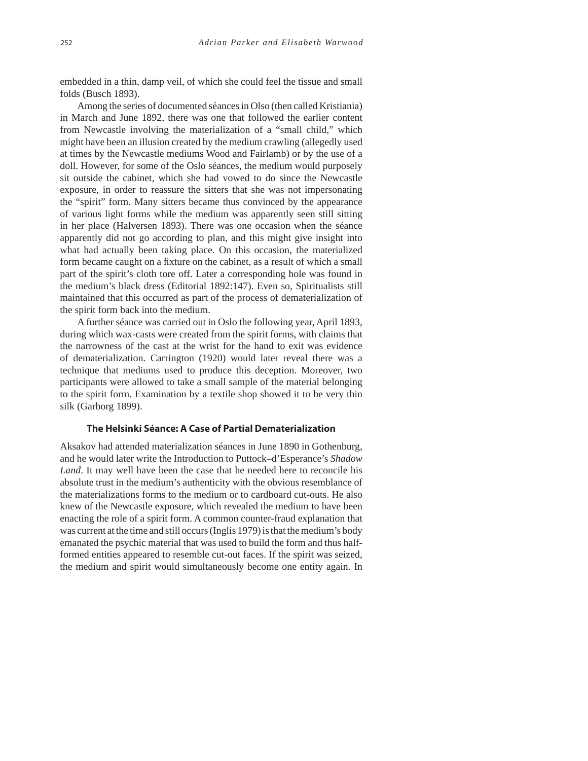embedded in a thin, damp veil, of which she could feel the tissue and small folds (Busch 1893).

Among the series of documented séances in Olso (then called Kristiania) in March and June 1892, there was one that followed the earlier content from Newcastle involving the materialization of a "small child," which might have been an illusion created by the medium crawling (allegedly used at times by the Newcastle mediums Wood and Fairlamb) or by the use of a doll. However, for some of the Oslo séances, the medium would purposely sit outside the cabinet, which she had vowed to do since the Newcastle exposure, in order to reassure the sitters that she was not impersonating the "spirit" form. Many sitters became thus convinced by the appearance of various light forms while the medium was apparently seen still sitting in her place (Halversen 1893). There was one occasion when the séance apparently did not go according to plan, and this might give insight into what had actually been taking place. On this occasion, the materialized form became caught on a fixture on the cabinet, as a result of which a small part of the spirit's cloth tore off. Later a corresponding hole was found in the medium's black dress (Editorial 1892:147). Even so, Spiritualists still maintained that this occurred as part of the process of dematerialization of the spirit form back into the medium.

A further séance was carried out in Oslo the following year, April 1893, during which wax-casts were created from the spirit forms, with claims that the narrowness of the cast at the wrist for the hand to exit was evidence of dematerialization. Carrington (1920) would later reveal there was a technique that mediums used to produce this deception. Moreover, two participants were allowed to take a small sample of the material belonging to the spirit form. Examination by a textile shop showed it to be very thin silk (Garborg 1899).

### The Helsinki Séance: A Case of Partial Dematerialization

Aksakov had attended materialization séances in June 1890 in Gothenburg, and he would later write the Introduction to Puttock–d'Esperance's *Shadow Land*. It may well have been the case that he needed here to reconcile his absolute trust in the medium's authenticity with the obvious resemblance of the materializations forms to the medium or to cardboard cut-outs. He also knew of the Newcastle exposure, which revealed the medium to have been enacting the role of a spirit form. A common counter-fraud explanation that was current at the time and still occurs (Inglis 1979) is that the medium's body emanated the psychic material that was used to build the form and thus half-formed entities appeared to resemble cut-out faces. If the spirit was seized, the medium and spirit would simultaneously become one entity again. In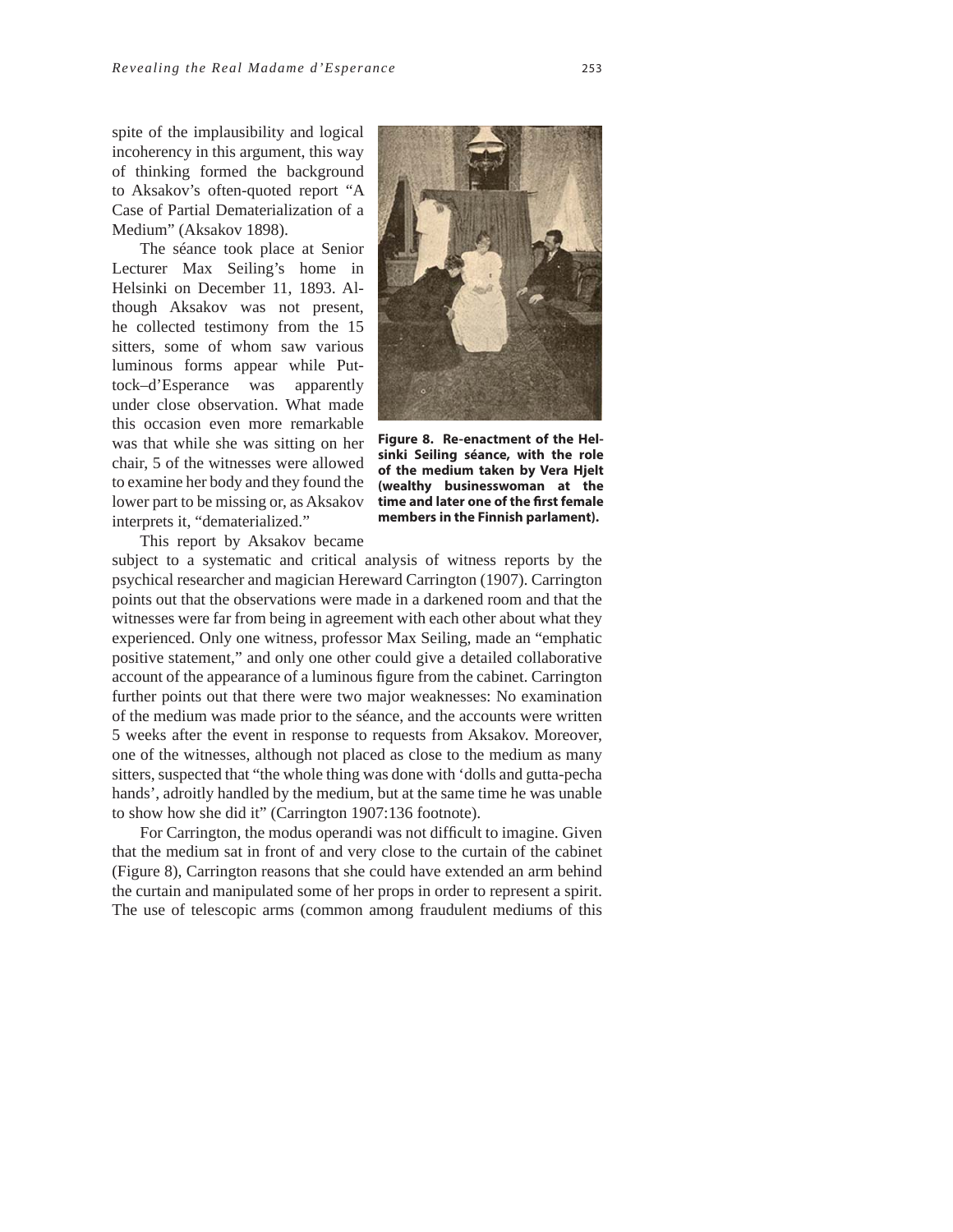spite of the implausibility and logical incoherency in this argument, this way of thinking formed the background to Aksakov's often-quoted report "A Case of Partial Dematerialization of a Medium" (Aksakov 1898).

The séance took place at Senior Lecturer Max Seiling's home in Helsinki on December 11, 1893. Although Aksakov was not present, he collected testimony from the 15 sitters, some of whom saw various luminous forms appear while Puttock–d'Esperance was apparently under close observation. What made this occasion even more remarkable was that while she was sitting on her chair, 5 of the witnesses were allowed to examine her body and they found the lower part to be missing or, as Aksakov interprets it, "dematerialized."

**Figure 8. Re-enactment of the Helsinki Seiling séance, with the role of the medium taken by Vera Hjelt (wealthy businesswoman at the time and later one of the first female members in the Finnish parlament).**

This report by Aksakov became subject to a systematic and critical analysis of witness reports by the psychical researcher and magician Hereward Carrington (1907). Carrington points out that the observations were made in a darkened room and that the witnesses were far from being in agreement with each other about what they experienced. Only one witness, professor Max Seiling, made an "emphatic positive statement," and only one other could give a detailed collaborative account of the appearance of a luminous figure from the cabinet. Carrington further points out that there were two major weaknesses: No examination of the medium was made prior to the séance, and the accounts were written 5 weeks after the event in response to requests from Aksakov. Moreover, one of the witnesses, although not placed as close to the medium as many sitters, suspected that "the whole thing was done with 'dolls and gutta-pecha hands', adroitly handled by the medium, but at the same time he was unable to show how she did it" (Carrington 1907:136 footnote).

For Carrington, the modus operandi was not difficult to imagine. Given that the medium sat in front of and very close to the curtain of the cabinet (Figure 8), Carrington reasons that she could have extended an arm behind the curtain and manipulated some of her props in order to represent a spirit. The use of telescopic arms (common among fraudulent mediums of this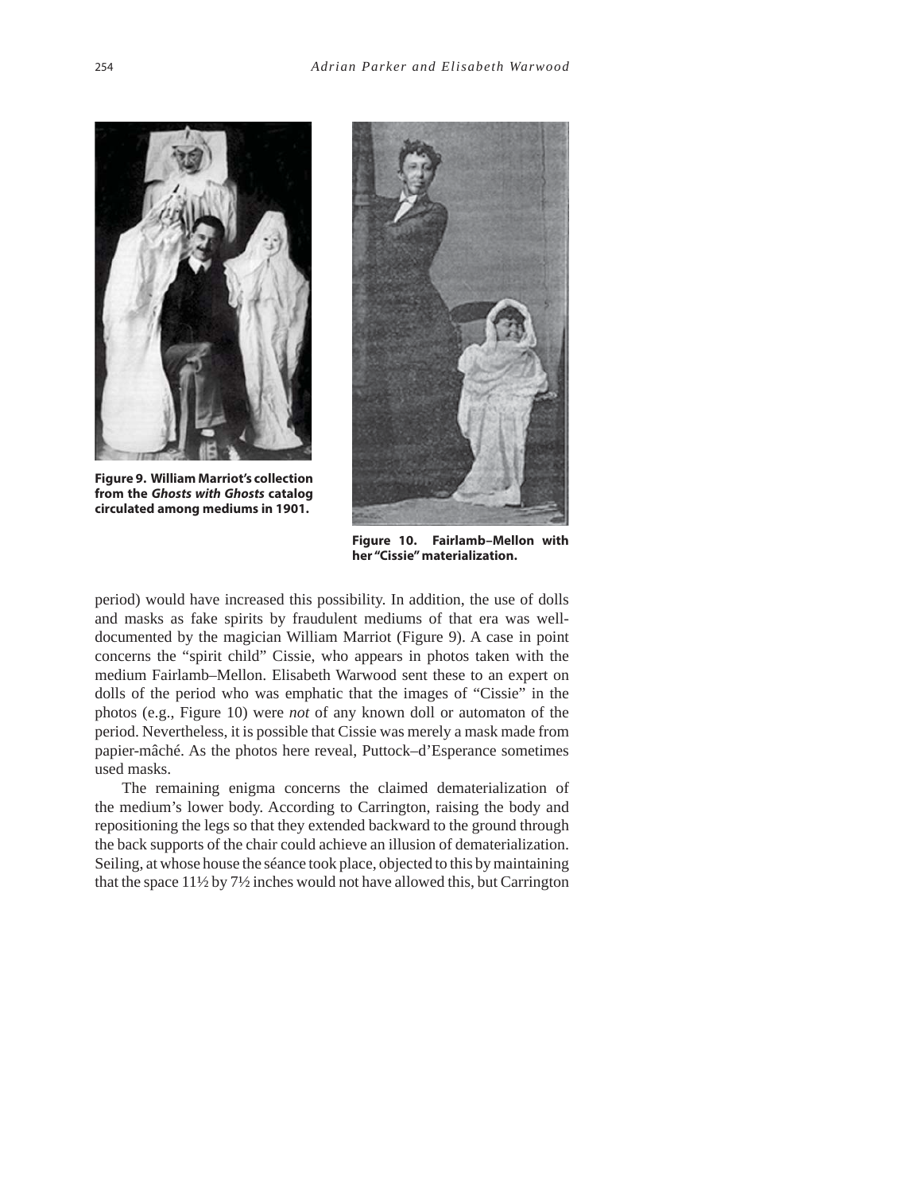**Figure 9. William Marriot's collection from the *Ghosts with Ghosts* catalog circulated among mediums in 1901.**

**Figure 10. Fairlamb–Mellon with her "Cissie" materialization.**

period) would have increased this possibility. In addition, the use of dolls and masks as fake spirits by fraudulent mediums of that era was well-documented by the magician William Marriot (Figure 9). A case in point concerns the "spirit child" Cissie, who appears in photos taken with the medium Fairlamb–Mellon. Elisabeth Warwood sent these to an expert on dolls of the period who was emphatic that the images of "Cissie" in the photos (e.g., Figure 10) were *not* of any known doll or automaton of the period. Nevertheless, it is possible that Cissie was merely a mask made from papier-mâché. As the photos here reveal, Puttock–d'Esperance sometimes used masks.

The remaining enigma concerns the claimed dematerialization of the medium's lower body. According to Carrington, raising the body and repositioning the legs so that they extended backward to the ground through the back supports of the chair could achieve an illusion of dematerialization. Seiling, at whose house the séance took place, objected to this by maintaining that the space 11½ by 7½ inches would not have allowed this, but Carrington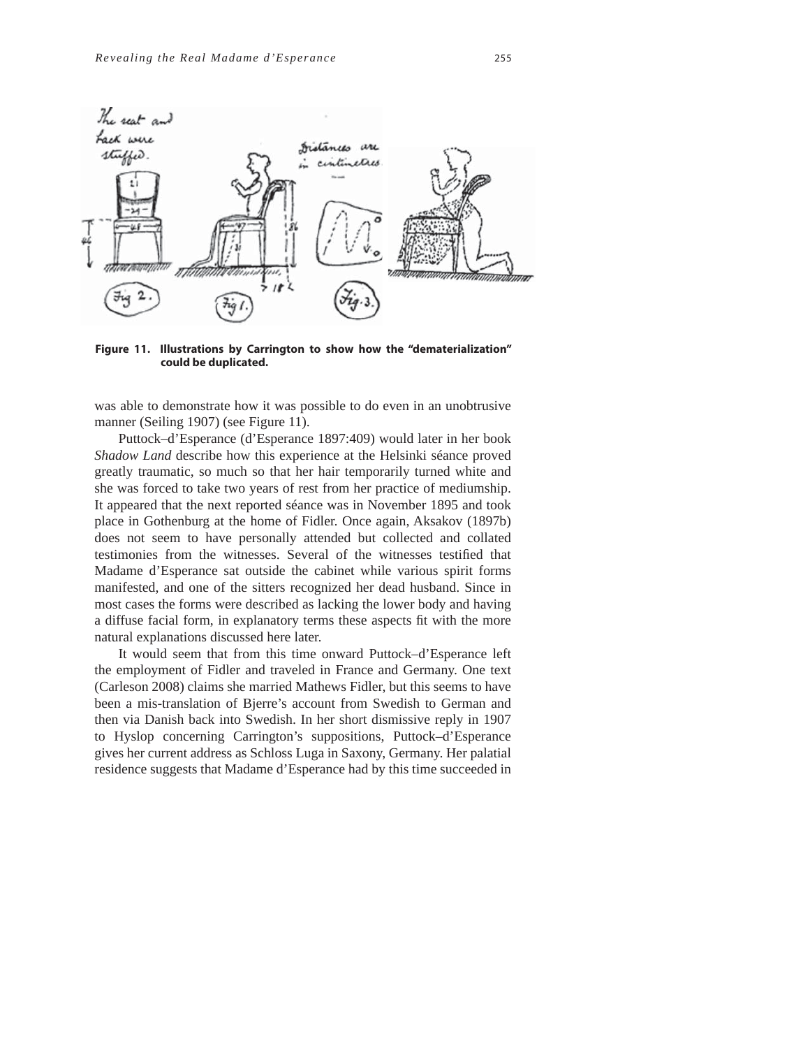Figure 11. Illustrations by Carrington to show how the "dematerialization" could be duplicated.

was able to demonstrate how it was possible to do even in an unobtrusive manner (Seiling 1907) (see Figure 11).

Puttock–d'Esperance (d'Esperance 1897:409) would later in her book *Shadow Land* describe how this experience at the Helsinki séance proved greatly traumatic, so much so that her hair temporarily turned white and she was forced to take two years of rest from her practice of mediumship. It appeared that the next reported séance was in November 1895 and took place in Gothenburg at the home of Fidler. Once again, Aksakov (1897b) does not seem to have personally attended but collected and collated testimonies from the witnesses. Several of the witnesses testified that Madame d'Esperance sat outside the cabinet while various spirit forms manifested, and one of the sitters recognized her dead husband. Since in most cases the forms were described as lacking the lower body and having a diffuse facial form, in explanatory terms these aspects fit with the more natural explanations discussed here later.

It would seem that from this time onward Puttock–d'Esperance left the employment of Fidler and traveled in France and Germany. One text (Carleson 2008) claims she married Mathews Fidler, but this seems to have been a mis-translation of Bjerre's account from Swedish to German and then via Danish back into Swedish. In her short dismissive reply in 1907 to Hyslop concerning Carrington's suppositions, Puttock–d'Esperance gives her current address as Schloss Luga in Saxony, Germany. Her palatial residence suggests that Madame d'Esperance had by this time succeeded in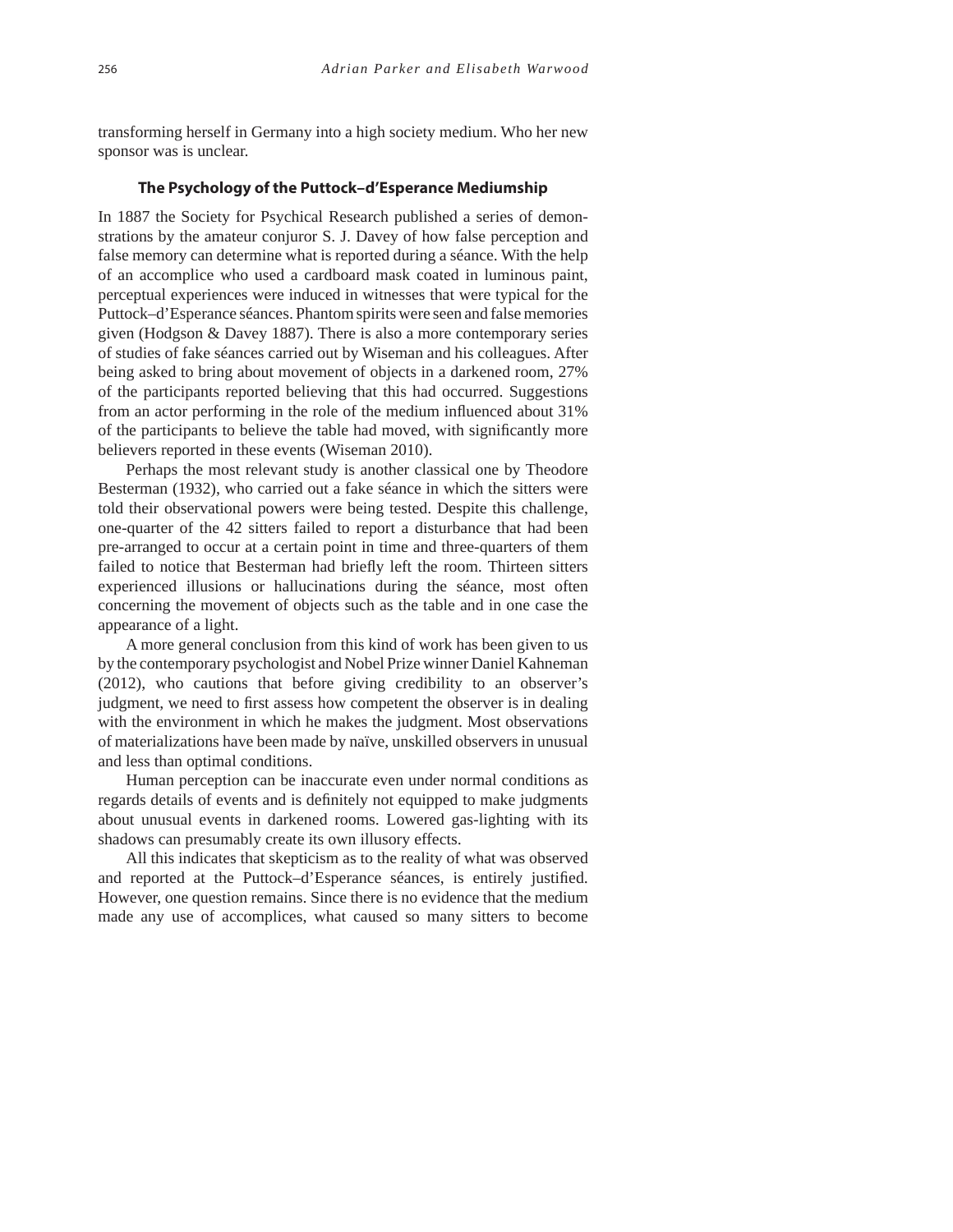transforming herself in Germany into a high society medium. Who her new sponsor was is unclear.

### The Psychology of the Puttock–d'Esperance Mediumship

In 1887 the Society for Psychical Research published a series of demonstrations by the amateur conjuror S. J. Davey of how false perception and false memory can determine what is reported during a séance. With the help of an accomplice who used a cardboard mask coated in luminous paint, perceptual experiences were induced in witnesses that were typical for the Puttock–d'Esperance séances. Phantom spirits were seen and false memories given (Hodgson & Davey 1887). There is also a more contemporary series of studies of fake séances carried out by Wiseman and his colleagues. After being asked to bring about movement of objects in a darkened room, 27% of the participants reported believing that this had occurred. Suggestions from an actor performing in the role of the medium influenced about 31% of the participants to believe the table had moved, with significantly more believers reported in these events (Wiseman 2010).

Perhaps the most relevant study is another classical one by Theodore Besterman (1932), who carried out a fake séance in which the sitters were told their observational powers were being tested. Despite this challenge, one-quarter of the 42 sitters failed to report a disturbance that had been pre-arranged to occur at a certain point in time and three-quarters of them failed to notice that Besterman had briefly left the room. Thirteen sitters experienced illusions or hallucinations during the séance, most often concerning the movement of objects such as the table and in one case the appearance of a light.

A more general conclusion from this kind of work has been given to us by the contemporary psychologist and Nobel Prize winner Daniel Kahneman (2012), who cautions that before giving credibility to an observer's judgment, we need to first assess how competent the observer is in dealing with the environment in which he makes the judgment. Most observations of materializations have been made by naïve, unskilled observers in unusual and less than optimal conditions.

Human perception can be inaccurate even under normal conditions as regards details of events and is definitely not equipped to make judgments about unusual events in darkened rooms. Lowered gas-lighting with its shadows can presumably create its own illusory effects.

All this indicates that skepticism as to the reality of what was observed and reported at the Puttock–d'Esperance séances, is entirely justified. However, one question remains. Since there is no evidence that the medium made any use of accomplices, what caused so many sitters to become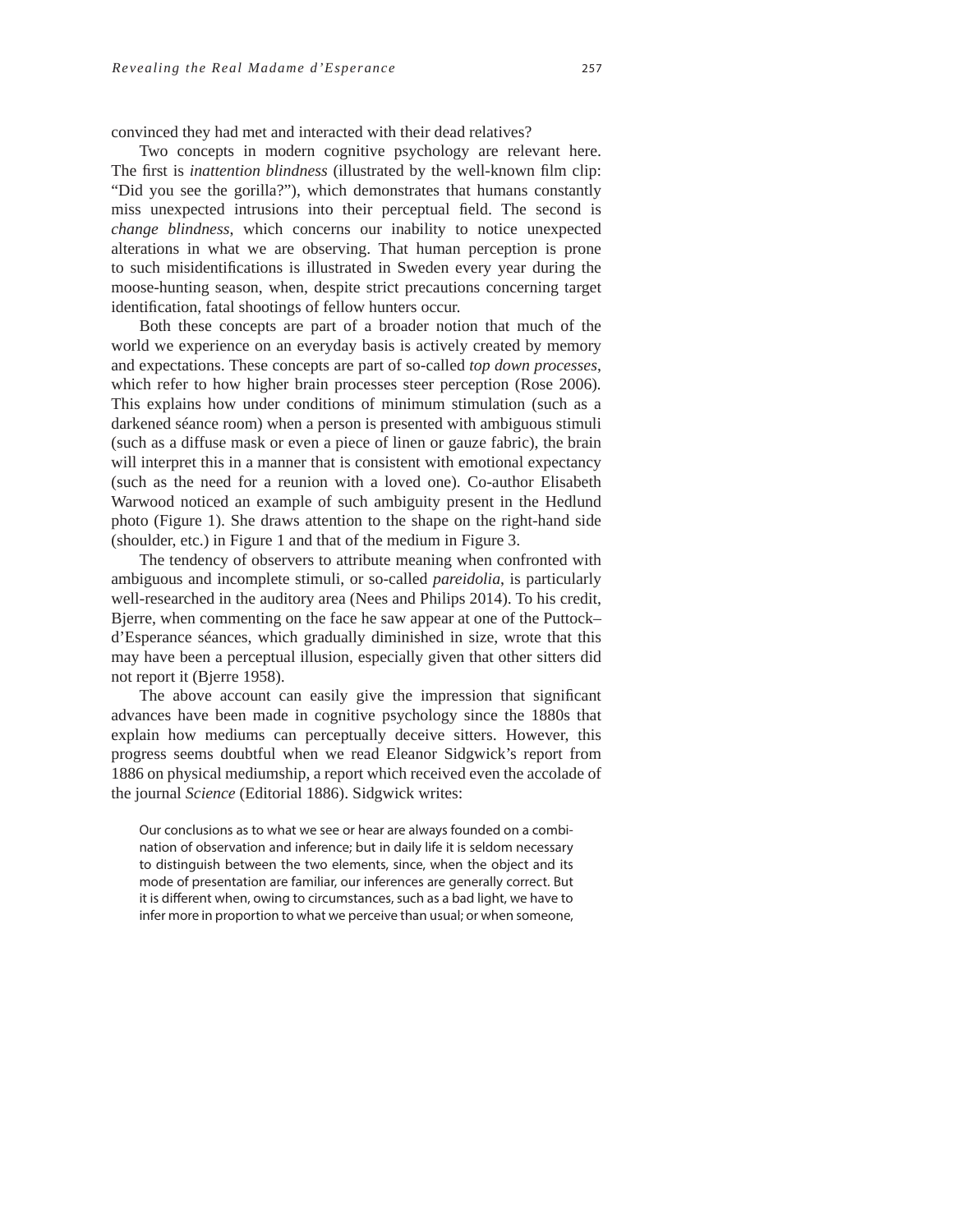convinced they had met and interacted with their dead relatives?

Two concepts in modern cognitive psychology are relevant here. The first is *inattention blindness* (illustrated by the well-known film clip: "Did you see the gorilla?"), which demonstrates that humans constantly miss unexpected intrusions into their perceptual field. The second is *change blindness*, which concerns our inability to notice unexpected alterations in what we are observing. That human perception is prone to such misidentifications is illustrated in Sweden every year during the moose-hunting season, when, despite strict precautions concerning target identification, fatal shootings of fellow hunters occur.

Both these concepts are part of a broader notion that much of the world we experience on an everyday basis is actively created by memory and expectations. These concepts are part of so-called *top down processes*, which refer to how higher brain processes steer perception (Rose 2006). This explains how under conditions of minimum stimulation (such as a darkened séance room) when a person is presented with ambiguous stimuli (such as a diffuse mask or even a piece of linen or gauze fabric), the brain will interpret this in a manner that is consistent with emotional expectancy (such as the need for a reunion with a loved one). Co-author Elisabeth Warwood noticed an example of such ambiguity present in the Hedlund photo (Figure 1). She draws attention to the shape on the right-hand side (shoulder, etc.) in Figure 1 and that of the medium in Figure 3.

The tendency of observers to attribute meaning when confronted with ambiguous and incomplete stimuli, or so-called *pareidolia*, is particularly well-researched in the auditory area (Nees and Philips 2014). To his credit, Bjerre, when commenting on the face he saw appear at one of the Puttock–d'Esperance séances, which gradually diminished in size, wrote that this may have been a perceptual illusion, especially given that other sitters did not report it (Bjerre 1958).

The above account can easily give the impression that significant advances have been made in cognitive psychology since the 1880s that explain how mediums can perceptually deceive sitters. However, this progress seems doubtful when we read Eleanor Sidgwick's report from 1886 on physical mediumship, a report which received even the accolade of the journal *Science* (Editorial 1886). Sidgwick writes:

> Our conclusions as to what we see or hear are always founded on a combination of observation and inference; but in daily life it is seldom necessary to distinguish between the two elements, since, when the object and its mode of presentation are familiar, our inferences are generally correct. But it is different when, owing to circumstances, such as a bad light, we have to infer more in proportion to what we perceive than usual; or when someone,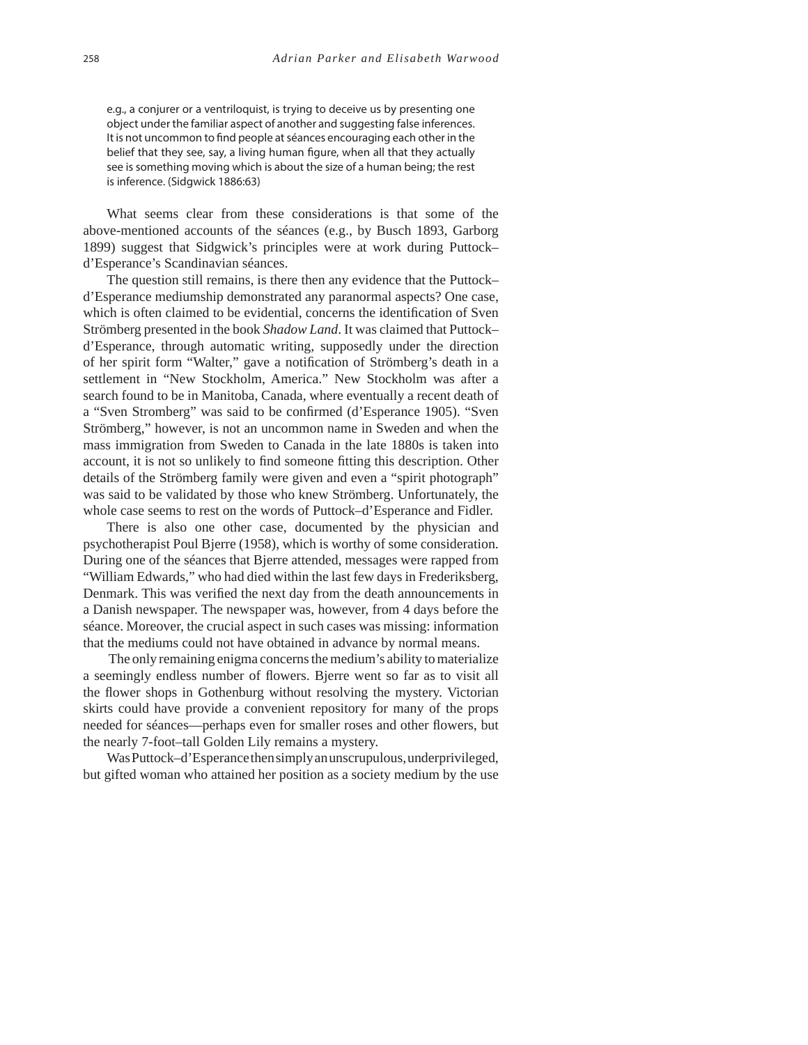> e.g., a conjurer or a ventriloquist, is trying to deceive us by presenting one object under the familiar aspect of another and suggesting false inferences. It is not uncommon to find people at séances encouraging each other in the belief that they see, say, a living human figure, when all that they actually see is something moving which is about the size of a human being; the rest is inference. (Sidgwick 1886:63)

What seems clear from these considerations is that some of the above-mentioned accounts of the séances (e.g., by Busch 1893, Garborg 1899) suggest that Sidgwick's principles were at work during Puttock–d'Esperance's Scandinavian séances.

The question still remains, is there then any evidence that the Puttock–d'Esperance mediumship demonstrated any paranormal aspects? One case, which is often claimed to be evidential, concerns the identification of Sven Strömberg presented in the book *Shadow Land*. It was claimed that Puttock–d'Esperance, through automatic writing, supposedly under the direction of her spirit form "Walter," gave a notification of Strömberg's death in a settlement in "New Stockholm, America." New Stockholm was after a search found to be in Manitoba, Canada, where eventually a recent death of a "Sven Stromberg" was said to be confirmed (d'Esperance 1905). "Sven Strömberg," however, is not an uncommon name in Sweden and when the mass immigration from Sweden to Canada in the late 1880s is taken into account, it is not so unlikely to find someone fitting this description. Other details of the Strömberg family were given and even a "spirit photograph" was said to be validated by those who knew Strömberg. Unfortunately, the whole case seems to rest on the words of Puttock–d'Esperance and Fidler.

There is also one other case, documented by the physician and psychotherapist Poul Bjerre (1958), which is worthy of some consideration. During one of the séances that Bjerre attended, messages were rapped from "William Edwards," who had died within the last few days in Frederiksberg, Denmark. This was verified the next day from the death announcements in a Danish newspaper. The newspaper was, however, from 4 days before the séance. Moreover, the crucial aspect in such cases was missing: information that the mediums could not have obtained in advance by normal means.

The only remaining enigma concerns the medium's ability to materialize a seemingly endless number of flowers. Bjerre went so far as to visit all the flower shops in Gothenburg without resolving the mystery. Victorian skirts could have provide a convenient repository for many of the props needed for séances—perhaps even for smaller roses and other flowers, but the nearly 7-foot–tall Golden Lily remains a mystery.

Was Puttock–d'Esperance then simply an unscrupulous, underprivileged, but gifted woman who attained her position as a society medium by the use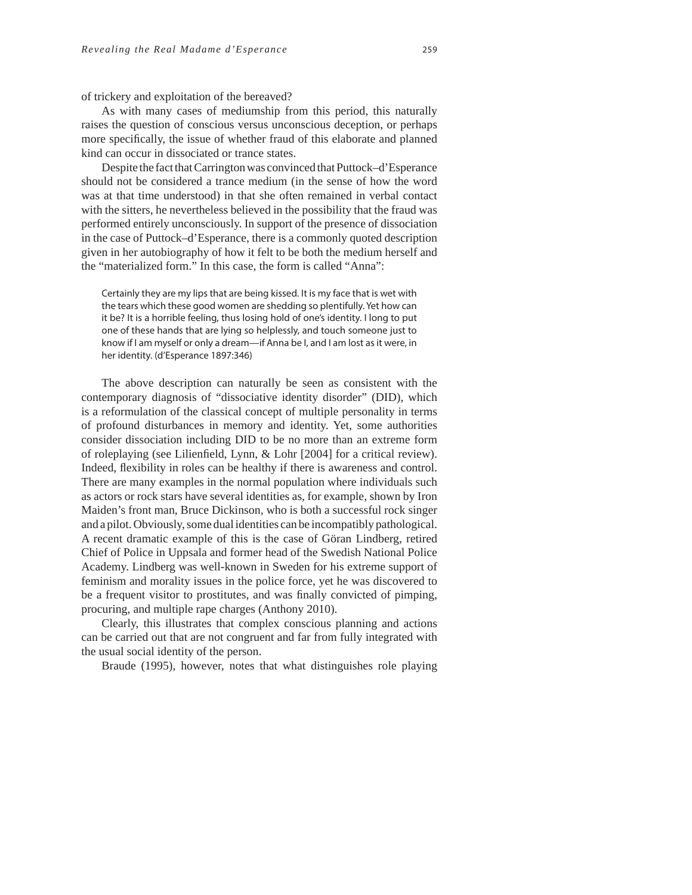of trickery and exploitation of the bereaved?

As with many cases of mediumship from this period, this naturally raises the question of conscious versus unconscious deception, or perhaps more specifically, the issue of whether fraud of this elaborate and planned kind can occur in dissociated or trance states.

Despite the fact that Carrington was convinced that Puttock–d'Esperance should not be considered a trance medium (in the sense of how the word was at that time understood) in that she often remained in verbal contact with the sitters, he nevertheless believed in the possibility that the fraud was performed entirely unconsciously. In support of the presence of dissociation in the case of Puttock–d'Esperance, there is a commonly quoted description given in her autobiography of how it felt to be both the medium herself and the "materialized form." In this case, the form is called "Anna":

> Certainly they are my lips that are being kissed. It is my face that is wet with the tears which these good women are shedding so plentifully. Yet how can it be? It is a horrible feeling, thus losing hold of one's identity. I long to put one of these hands that are lying so helplessly, and touch someone just to know if I am myself or only a dream—if Anna be I, and I am lost as it were, in her identity. (d'Esperance 1897:346)

The above description can naturally be seen as consistent with the contemporary diagnosis of "dissociative identity disorder" (DID), which is a reformulation of the classical concept of multiple personality in terms of profound disturbances in memory and identity. Yet, some authorities consider dissociation including DID to be no more than an extreme form of roleplaying (see Lilienfield, Lynn, & Lohr [2004] for a critical review). Indeed, flexibility in roles can be healthy if there is awareness and control. There are many examples in the normal population where individuals such as actors or rock stars have several identities as, for example, shown by Iron Maiden's front man, Bruce Dickinson, who is both a successful rock singer and a pilot. Obviously, some dual identities can be incompatibly pathological. A recent dramatic example of this is the case of Göran Lindberg, retired Chief of Police in Uppsala and former head of the Swedish National Police Academy. Lindberg was well-known in Sweden for his extreme support of feminism and morality issues in the police force, yet he was discovered to be a frequent visitor to prostitutes, and was finally convicted of pimping, procuring, and multiple rape charges (Anthony 2010).

Clearly, this illustrates that complex conscious planning and actions can be carried out that are not congruent and far from fully integrated with the usual social identity of the person.

Braude (1995), however, notes that what distinguishes role playing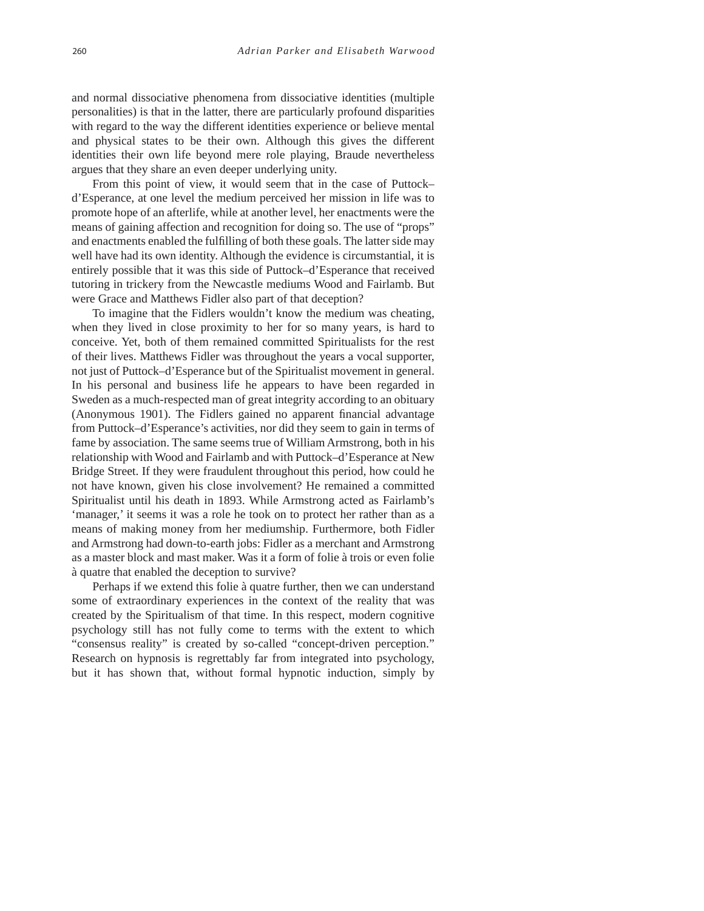and normal dissociative phenomena from dissociative identities (multiple personalities) is that in the latter, there are particularly profound disparities with regard to the way the different identities experience or believe mental and physical states to be their own. Although this gives the different identities their own life beyond mere role playing, Braude nevertheless argues that they share an even deeper underlying unity.

From this point of view, it would seem that in the case of Puttock–d'Esperance, at one level the medium perceived her mission in life was to promote hope of an afterlife, while at another level, her enactments were the means of gaining affection and recognition for doing so. The use of "props" and enactments enabled the fulfilling of both these goals. The latter side may well have had its own identity. Although the evidence is circumstantial, it is entirely possible that it was this side of Puttock–d'Esperance that received tutoring in trickery from the Newcastle mediums Wood and Fairlamb. But were Grace and Matthews Fidler also part of that deception?

To imagine that the Fidlers wouldn't know the medium was cheating, when they lived in close proximity to her for so many years, is hard to conceive. Yet, both of them remained committed Spiritualists for the rest of their lives. Matthews Fidler was throughout the years a vocal supporter, not just of Puttock–d'Esperance but of the Spiritualist movement in general. In his personal and business life he appears to have been regarded in Sweden as a much-respected man of great integrity according to an obituary (Anonymous 1901). The Fidlers gained no apparent financial advantage from Puttock–d'Esperance's activities, nor did they seem to gain in terms of fame by association. The same seems true of William Armstrong, both in his relationship with Wood and Fairlamb and with Puttock–d'Esperance at New Bridge Street. If they were fraudulent throughout this period, how could he not have known, given his close involvement? He remained a committed Spiritualist until his death in 1893. While Armstrong acted as Fairlamb's 'manager,' it seems it was a role he took on to protect her rather than as a means of making money from her mediumship. Furthermore, both Fidler and Armstrong had down-to-earth jobs: Fidler as a merchant and Armstrong as a master block and mast maker. Was it a form of folie à trois or even folie à quatre that enabled the deception to survive?

Perhaps if we extend this folie à quatre further, then we can understand some of extraordinary experiences in the context of the reality that was created by the Spiritualism of that time. In this respect, modern cognitive psychology still has not fully come to terms with the extent to which "consensus reality" is created by so-called "concept-driven perception." Research on hypnosis is regrettably far from integrated into psychology, but it has shown that, without formal hypnotic induction, simply by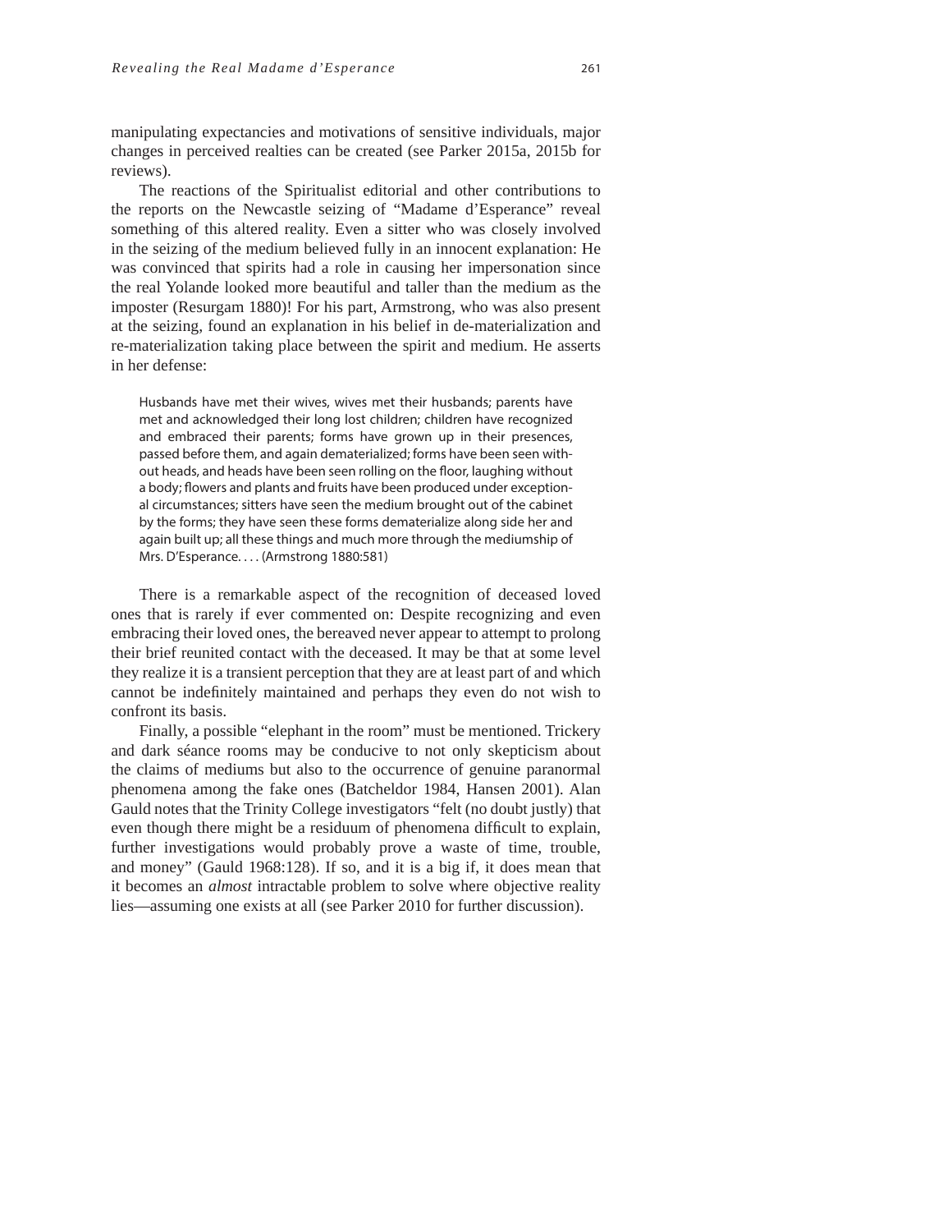manipulating expectancies and motivations of sensitive individuals, major changes in perceived realties can be created (see Parker 2015a, 2015b for reviews).

The reactions of the Spiritualist editorial and other contributions to the reports on the Newcastle seizing of "Madame d'Esperance" reveal something of this altered reality. Even a sitter who was closely involved in the seizing of the medium believed fully in an innocent explanation: He was convinced that spirits had a role in causing her impersonation since the real Yolande looked more beautiful and taller than the medium as the imposter (Resurgam 1880)! For his part, Armstrong, who was also present at the seizing, found an explanation in his belief in de-materialization and re-materialization taking place between the spirit and medium. He asserts in her defense:

> Husbands have met their wives, wives met their husbands; parents have met and acknowledged their long lost children; children have recognized and embraced their parents; forms have grown up in their presences, passed before them, and again dematerialized; forms have been seen without heads, and heads have been seen rolling on the floor, laughing without a body; flowers and plants and fruits have been produced under exceptional circumstances; sitters have seen the medium brought out of the cabinet by the forms; they have seen these forms dematerialize along side her and again built up; all these things and much more through the mediumship of Mrs. D'Esperance. . . . (Armstrong 1880:581)

There is a remarkable aspect of the recognition of deceased loved ones that is rarely if ever commented on: Despite recognizing and even embracing their loved ones, the bereaved never appear to attempt to prolong their brief reunited contact with the deceased. It may be that at some level they realize it is a transient perception that they are at least part of and which cannot be indefinitely maintained and perhaps they even do not wish to confront its basis.

Finally, a possible "elephant in the room" must be mentioned. Trickery and dark séance rooms may be conducive to not only skepticism about the claims of mediums but also to the occurrence of genuine paranormal phenomena among the fake ones (Batcheldor 1984, Hansen 2001). Alan Gauld notes that the Trinity College investigators "felt (no doubt justly) that even though there might be a residuum of phenomena difficult to explain, further investigations would probably prove a waste of time, trouble, and money" (Gauld 1968:128). If so, and it is a big if, it does mean that it becomes an *almost* intractable problem to solve where objective reality lies—assuming one exists at all (see Parker 2010 for further discussion).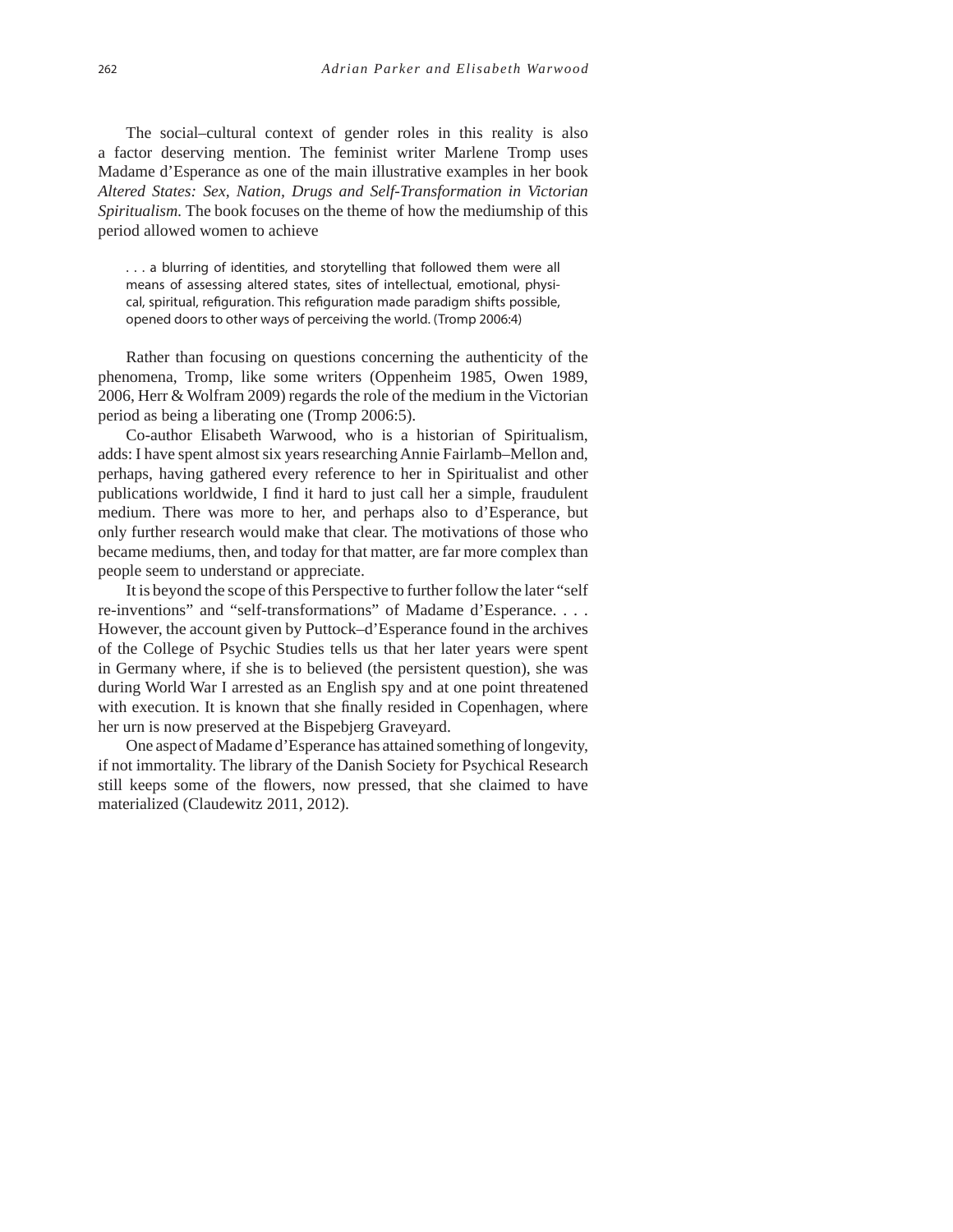The social–cultural context of gender roles in this reality is also a factor deserving mention. The feminist writer Marlene Tromp uses Madame d'Esperance as one of the main illustrative examples in her book *Altered States: Sex, Nation, Drugs and Self-Transformation in Victorian Spiritualism*. The book focuses on the theme of how the mediumship of this period allowed women to achieve

> . . . a blurring of identities, and storytelling that followed them were all means of assessing altered states, sites of intellectual, emotional, physical, spiritual, refiguration. This refiguration made paradigm shifts possible, opened doors to other ways of perceiving the world. (Tromp 2006:4)

Rather than focusing on questions concerning the authenticity of the phenomena, Tromp, like some writers (Oppenheim 1985, Owen 1989, 2006, Herr & Wolfram 2009) regards the role of the medium in the Victorian period as being a liberating one (Tromp 2006:5).

Co-author Elisabeth Warwood, who is a historian of Spiritualism, adds: I have spent almost six years researching Annie Fairlamb–Mellon and, perhaps, having gathered every reference to her in Spiritualist and other publications worldwide, I find it hard to just call her a simple, fraudulent medium. There was more to her, and perhaps also to d'Esperance, but only further research would make that clear. The motivations of those who became mediums, then, and today for that matter, are far more complex than people seem to understand or appreciate.

It is beyond the scope of this Perspective to further follow the later "self re-inventions" and "self-transformations" of Madame d'Esperance. . . . However, the account given by Puttock–d'Esperance found in the archives of the College of Psychic Studies tells us that her later years were spent in Germany where, if she is to believed (the persistent question), she was during World War I arrested as an English spy and at one point threatened with execution. It is known that she finally resided in Copenhagen, where her urn is now preserved at the Bispebjerg Graveyard.

One aspect of Madame d'Esperance has attained something of longevity, if not immortality. The library of the Danish Society for Psychical Research still keeps some of the flowers, now pressed, that she claimed to have materialized (Claudewitz 2011, 2012).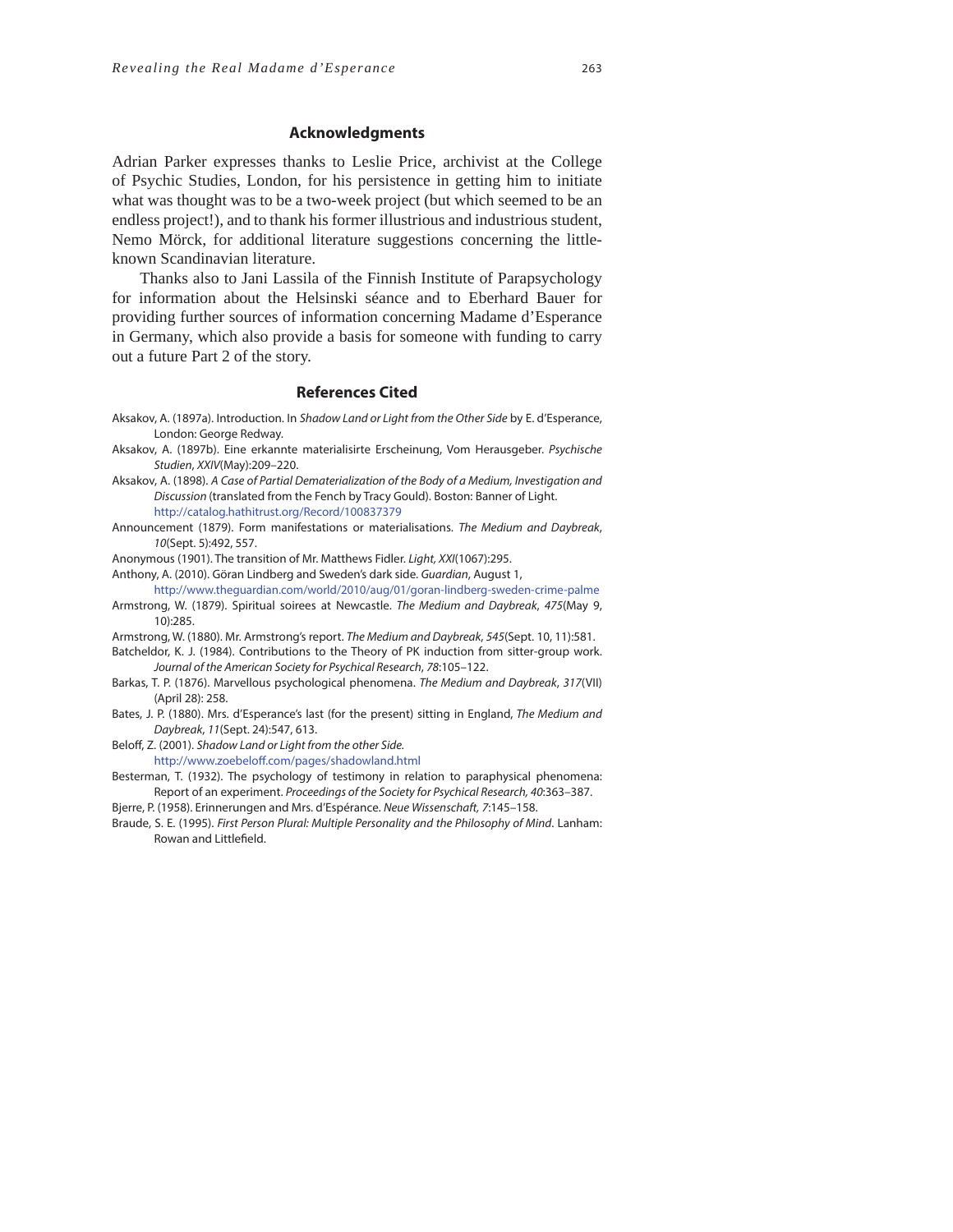## Acknowledgments

Adrian Parker expresses thanks to Leslie Price, archivist at the College of Psychic Studies, London, for his persistence in getting him to initiate what was thought was to be a two-week project (but which seemed to be an endless project!), and to thank his former illustrious and industrious student, Nemo Mörck, for additional literature suggestions concerning the little-known Scandinavian literature.

Thanks also to Jani Lassila of the Finnish Institute of Parapsychology for information about the Helsinski séance and to Eberhard Bauer for providing further sources of information concerning Madame d'Esperance in Germany, which also provide a basis for someone with funding to carry out a future Part 2 of the story.

## References Cited

Aksakov, A. (1897a). Introduction. In *Shadow Land or Light from the Other Side* by E. d'Esperance, London: George Redway.

Aksakov, A. (1897b). Eine erkannte materialisirte Erscheinung, Vom Herausgeber. *Psychische Studien*, *XXIV*(May):209–220.

Aksakov, A. (1898). *A Case of Partial Dematerialization of the Body of a Medium, Investigation and Discussion* (translated from the Fench by Tracy Gould). Boston: Banner of Light. http://catalog.hathitrust.org/Record/100837379

Announcement (1879). Form manifestations or materialisations. *The Medium and Daybreak*, *10*(Sept. 5):492, 557.

Anonymous (1901). The transition of Mr. Matthews Fidler. *Light, XXI*(1067):295.

Anthony, A. (2010). Göran Lindberg and Sweden's dark side. *Guardian*, August 1, http://www.theguardian.com/world/2010/aug/01/goran-lindberg-sweden-crime-palme

Armstrong, W. (1879). Spiritual soirees at Newcastle. *The Medium and Daybreak*, *475*(May 9, 10):285.

Armstrong, W. (1880). Mr. Armstrong's report. *The Medium and Daybreak*, *545*(Sept. 10, 11):581.

Batcheldor, K. J. (1984). Contributions to the Theory of PK induction from sitter-group work. *Journal of the American Society for Psychical Research*, *78*:105–122.

Barkas, T. P. (1876). Marvellous psychological phenomena. *The Medium and Daybreak*, *317*(VII) (April 28): 258.

Bates, J. P. (1880). Mrs. d'Esperance's last (for the present) sitting in England, *The Medium and Daybreak*, *11*(Sept. 24):547, 613.

Beloff, Z. (2001). *Shadow Land or Light from the other Side.* http://www.zoebeloff.com/pages/shadowland.html

Besterman, T. (1932). The psychology of testimony in relation to paraphysical phenomena: Report of an experiment. *Proceedings of the Society for Psychical Research, 40*:363–387.

Bjerre, P. (1958). Erinnerungen and Mrs. d'Espérance. *Neue Wissenschaft, 7*:145–158.

Braude, S. E. (1995). *First Person Plural: Multiple Personality and the Philosophy of Mind*. Lanham: Rowan and Littlefield.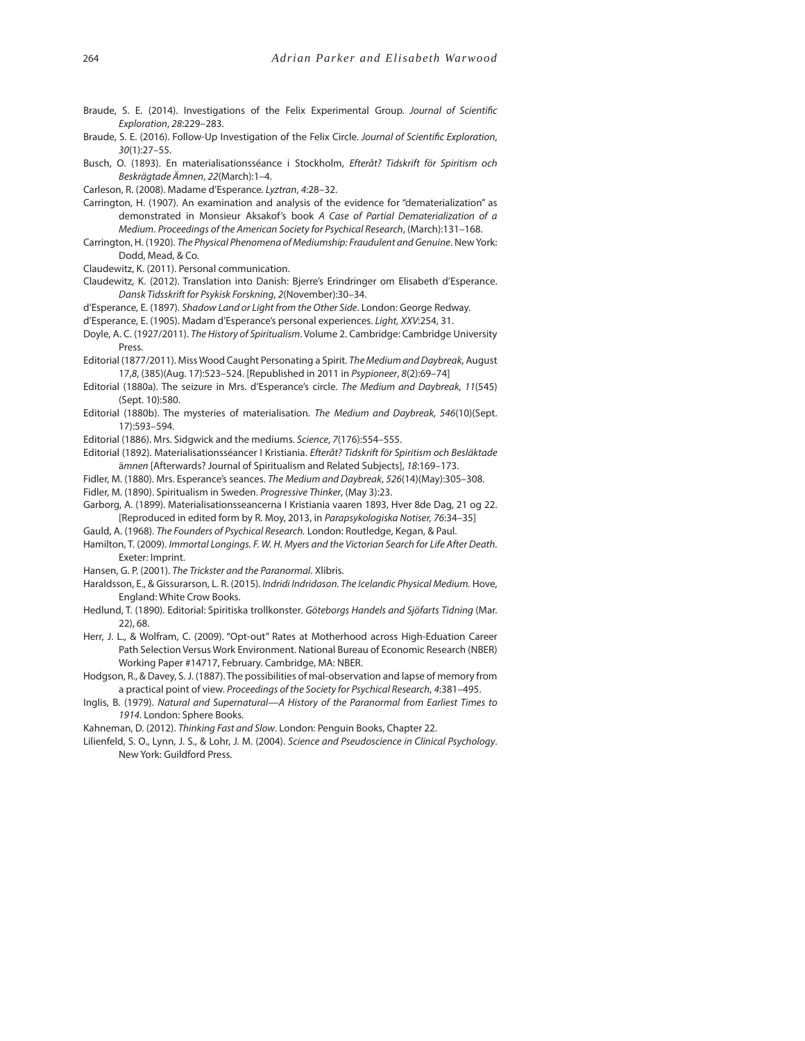Braude, S. E. (2014). Investigations of the Felix Experimental Group. *Journal of Scientific Exploration*, *28*:229–283.

Braude, S. E. (2016). Follow-Up Investigation of the Felix Circle. *Journal of Scientific Exploration*, *30*(1):27–55.

Busch, O. (1893). En materialisationsséance i Stockholm, *Efteråt? Tidskrift för Spiritism och Beskrägtade Ämnen*, *22*(March):1–4.

Carleson, R. (2008). Madame d'Esperance. *Lyztran*, *4*:28–32.

Carrington, H. (1907). An examination and analysis of the evidence for "dematerialization" as demonstrated in Monsieur Aksakof's book *A Case of Partial Dematerialization of a Medium*. *Proceedings of the American Society for Psychical Research*, (March):131–168.

Carrington, H. (1920). *The Physical Phenomena of Mediumship: Fraudulent and Genuine*. New York: Dodd, Mead, & Co.

Claudewitz, K. (2011). Personal communication.

Claudewitz, K. (2012). Translation into Danish: Bjerre's Erindringer om Elisabeth d'Esperance. *Dansk Tidsskrift for Psykisk Forskning*, *2*(November):30–34.

d'Esperance, E. (1897). *Shadow Land or Light from the Other Side*. London: George Redway.

d'Esperance, E. (1905). Madam d'Esperance's personal experiences. *Light, XXV*:254, 31.

Doyle, A. C. (1927/2011). *The History of Spiritualism*. Volume 2. Cambridge: Cambridge University Press.

Editorial (1877/2011). Miss Wood Caught Personating a Spirit. *The Medium and Daybreak*, August 17,*8*, (385)(Aug. 17):523–524. [Republished in 2011 in *Psypioneer*, *8*(2):69–74]

Editorial (1880a). The seizure in Mrs. d'Esperance's circle. *The Medium and Daybreak, 11*(545) (Sept. 10):580.

Editorial (1880b). The mysteries of materialisation. *The Medium and Daybreak, 546*(10)(Sept. 17):593–594.

Editorial (1886). Mrs. Sidgwick and the mediums. *Science*, *7*(176):554–555.

Editorial (1892). Materialisationsséancer I Kristiania. *Efteråt? Tidskrift för Spiritism och Besläktade ämnen* [Afterwards? Journal of Spiritualism and Related Subjects], *18*:169–173.

Fidler, M. (1880). Mrs. Esperance's seances. *The Medium and Daybreak*, *526*(14)(May):305–308.

Fidler, M. (1890). Spiritualism in Sweden. *Progressive Thinker*, (May 3):23.

Garborg, A. (1899). Materialisationsseancerna I Kristiania vaaren 1893, Hver 8de Dag, 21 og 22. [Reproduced in edited form by R. Moy, 2013, in *Parapsykologiska Notiser, 76*:34–35]

Gauld, A. (1968). *The Founders of Psychical Research.* London: Routledge, Kegan, & Paul.

Hamilton, T. (2009). *Immortal Longings. F. W. H. Myers and the Victorian Search for Life After Death*. Exeter: Imprint.

Hansen, G. P. (2001). *The Trickster and the Paranormal*. Xlibris.

Haraldsson, E., & Gissurarson, L. R. (2015). *Indridi Indridason. The Icelandic Physical Medium.* Hove, England: White Crow Books.

Hedlund, T. (1890). Editorial: Spiritiska trollkonster. *Göteborgs Handels and Sjöfarts Tidning* (Mar. 22), 68.

Herr, J. L., & Wolfram, C. (2009). "Opt-out" Rates at Motherhood across High-Eduation Career Path Selection Versus Work Environment. National Bureau of Economic Research (NBER) Working Paper #14717, February. Cambridge, MA: NBER.

Hodgson, R., & Davey, S. J. (1887). The possibilities of mal-observation and lapse of memory from a practical point of view. *Proceedings of the Society for Psychical Research*, *4*:381–495.

Inglis, B. (1979). *Natural and Supernatural—A History of the Paranormal from Earliest Times to 1914*. London: Sphere Books.

Kahneman, D. (2012). *Thinking Fast and Slow*. London: Penguin Books, Chapter 22.

Lilienfeld, S. O., Lynn, J. S., & Lohr, J. M. (2004). *Science and Pseudoscience in Clinical Psychology*. New York: Guildford Press.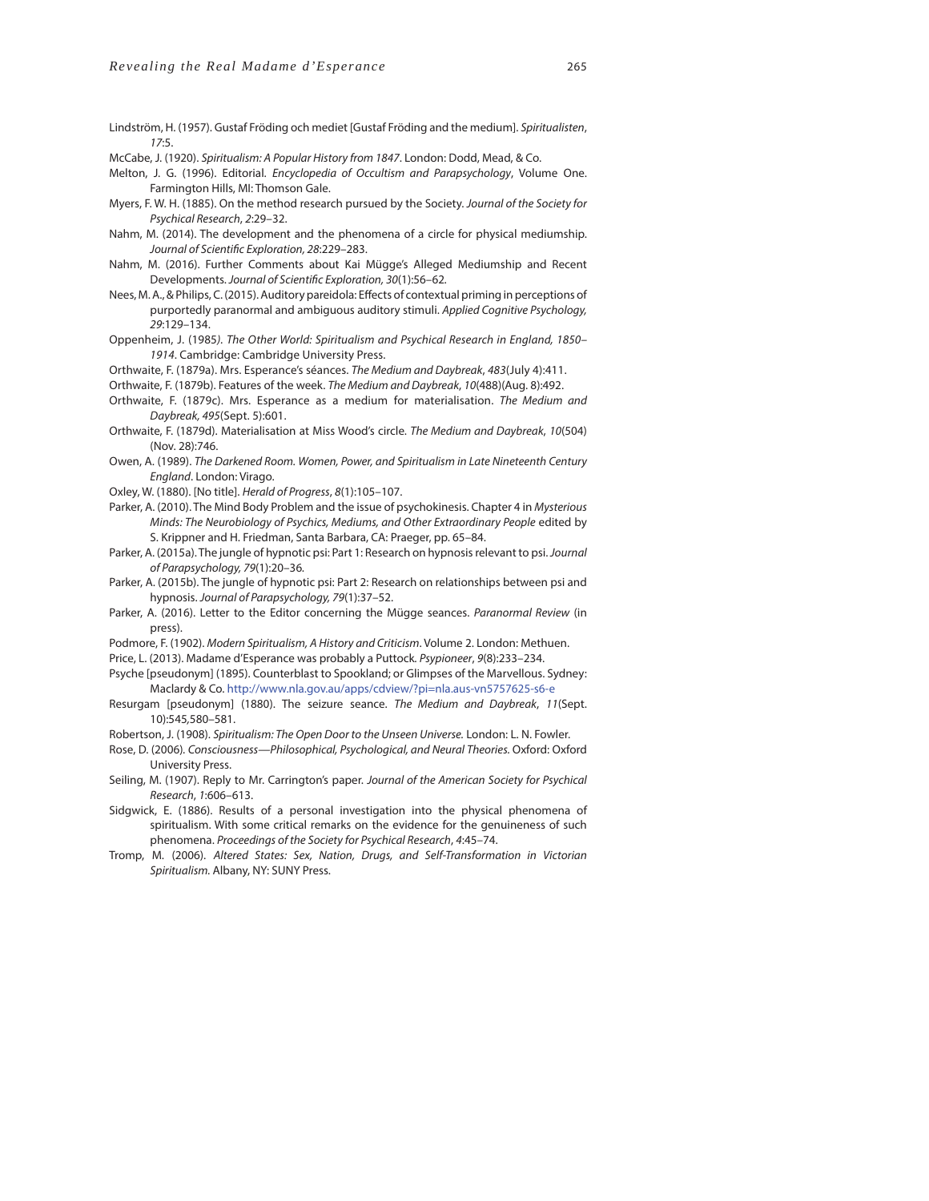Lindström, H. (1957). Gustaf Fröding och mediet [Gustaf Fröding and the medium]. *Spiritualisten*, *17*:5.

McCabe, J. (1920). *Spiritualism: A Popular History from 1847*. London: Dodd, Mead, & Co.

Melton, J. G. (1996). Editorial. *Encyclopedia of Occultism and Parapsychology*, Volume One. Farmington Hills, MI: Thomson Gale.

Myers, F. W. H. (1885). On the method research pursued by the Society. *Journal of the Society for Psychical Research*, *2*:29–32.

Nahm, M. (2014). The development and the phenomena of a circle for physical mediumship. *Journal of Scientific Exploration, 28*:229–283.

Nahm, M. (2016). Further Comments about Kai Mügge's Alleged Mediumship and Recent Developments. *Journal of Scientific Exploration, 30*(1):56–62.

Nees, M. A., & Philips, C. (2015). Auditory pareidola: Effects of contextual priming in perceptions of purportedly paranormal and ambiguous auditory stimuli. *Applied Cognitive Psychology, 29*:129–134.

Oppenheim, J. (1985*). The Other World: Spiritualism and Psychical Research in England, 1850–1914*. Cambridge: Cambridge University Press.

Orthwaite, F. (1879a). Mrs. Esperance's séances. *The Medium and Daybreak*, *483*(July 4):411.

Orthwaite, F. (1879b). Features of the week. *The Medium and Daybreak*, *10*(488)(Aug. 8):492.

Orthwaite, F. (1879c). Mrs. Esperance as a medium for materialisation. *The Medium and Daybreak, 495*(Sept. 5):601.

Orthwaite, F. (1879d). Materialisation at Miss Wood's circle. *The Medium and Daybreak*, *10*(504) (Nov. 28):746.

Owen, A. (1989). *The Darkened Room. Women, Power, and Spiritualism in Late Nineteenth Century England*. London: Virago.

Oxley, W. (1880). [No title]. *Herald of Progress*, *8*(1):105–107.

Parker, A. (2010). The Mind Body Problem and the issue of psychokinesis. Chapter 4 in *Mysterious Minds: The Neurobiology of Psychics, Mediums, and Other Extraordinary People* edited by S. Krippner and H. Friedman, Santa Barbara, CA: Praeger, pp. 65–84.

Parker, A. (2015a). The jungle of hypnotic psi: Part 1: Research on hypnosis relevant to psi. *Journal of Parapsychology, 79*(1):20–36.

Parker, A. (2015b). The jungle of hypnotic psi: Part 2: Research on relationships between psi and hypnosis. *Journal of Parapsychology, 79*(1):37–52.

Parker, A. (2016). Letter to the Editor concerning the Mügge seances. *Paranormal Review* (in press).

Podmore, F. (1902). *Modern Spiritualism, A History and Criticism*. Volume 2. London: Methuen.

Price, L. (2013). Madame d'Esperance was probably a Puttock. *Psypioneer*, *9*(8):233–234.

Psyche [pseudonym] (1895). Counterblast to Spookland; or Glimpses of the Marvellous. Sydney: Maclardy & Co. http://www.nla.gov.au/apps/cdview/?pi=nla.aus-vn5757625-s6-e

Resurgam [pseudonym] (1880). The seizure seance. *The Medium and Daybreak*, *11*(Sept. 10):545,580–581.

Robertson, J. (1908). *Spiritualism: The Open Door to the Unseen Universe.* London: L. N. Fowler.

Rose, D. (2006). *Consciousness—Philosophical, Psychological, and Neural Theories.* Oxford: Oxford University Press.

Seiling, M. (1907). Reply to Mr. Carrington's paper. *Journal of the American Society for Psychical Research*, *1*:606–613.

Sidgwick, E. (1886). Results of a personal investigation into the physical phenomena of spiritualism. With some critical remarks on the evidence for the genuineness of such phenomena. *Proceedings of the Society for Psychical Research*, *4*:45–74.

Tromp, M. (2006). *Altered States: Sex, Nation, Drugs, and Self-Transformation in Victorian Spiritualism.* Albany, NY: SUNY Press.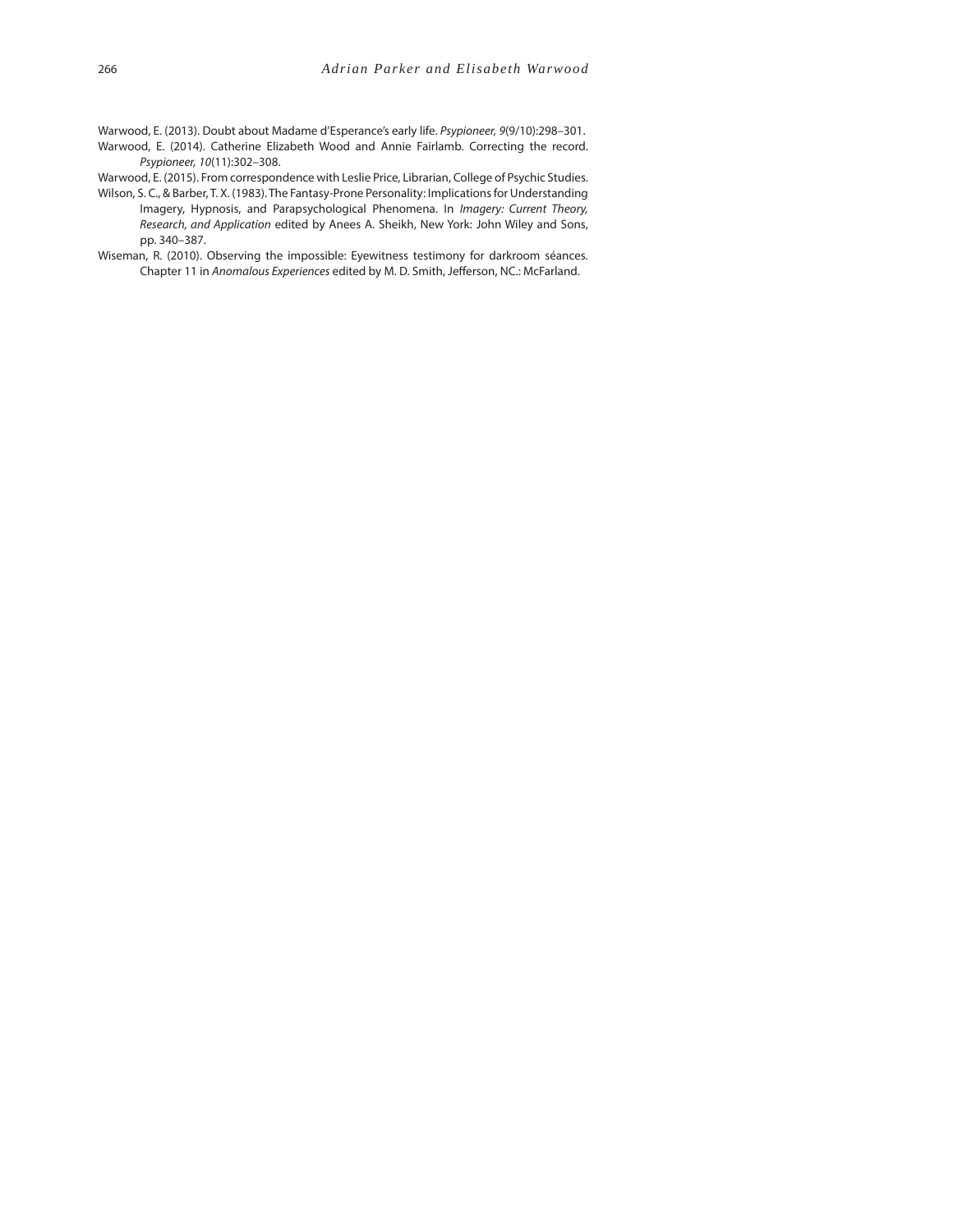Warwood, E. (2013). Doubt about Madame d'Esperance's early life. *Psypioneer, 9*(9/10):298–301.

Warwood, E. (2014). Catherine Elizabeth Wood and Annie Fairlamb. Correcting the record. *Psypioneer, 10*(11):302–308.

Warwood, E. (2015). From correspondence with Leslie Price, Librarian, College of Psychic Studies.

Wilson, S. C., & Barber, T. X. (1983). The Fantasy-Prone Personality: Implications for Understanding Imagery, Hypnosis, and Parapsychological Phenomena. In *Imagery: Current Theory, Research, and Application* edited by Anees A. Sheikh, New York: John Wiley and Sons, pp. 340–387.

Wiseman, R. (2010). Observing the impossible: Eyewitness testimony for darkroom séances. Chapter 11 in *Anomalous Experiences* edited by M. D. Smith, Jefferson, NC.: McFarland.